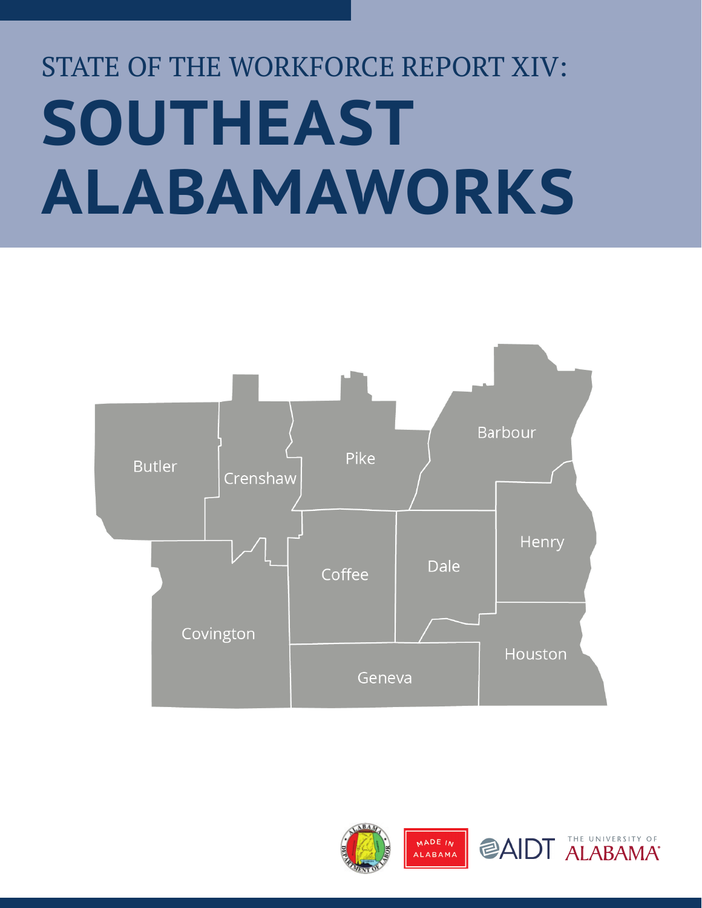# STATE OF THE WORKFORCE REPORT XIV:

# SOUTHEAST ALABAMAWORKS

Butler
Crenshaw
Pike
Barbour
Henry
Coffee
Dale
Covington
Geneva
Houston

MADE IN ALABAMA

AIDT

THE UNIVERSITY OF ALABAMA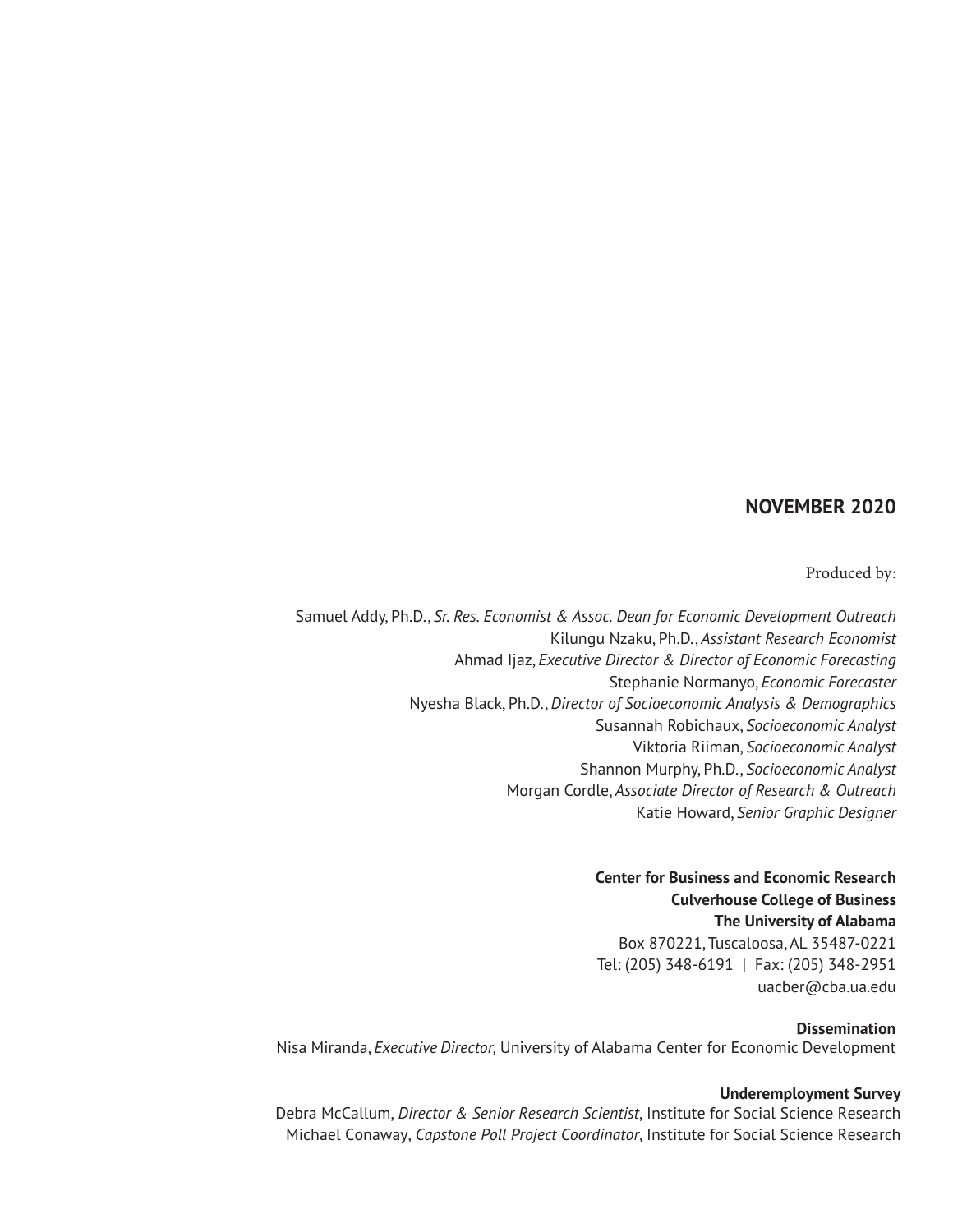**NOVEMBER 2020**

Produced by:

Samuel Addy, Ph.D., *Sr. Res. Economist & Assoc. Dean for Economic Development Outreach*
Kilungu Nzaku, Ph.D., *Assistant Research Economist*
Ahmad Ijaz, *Executive Director & Director of Economic Forecasting*
Stephanie Normanyo, *Economic Forecaster*
Nyesha Black, Ph.D., *Director of Socioeconomic Analysis & Demographics*
Susannah Robichaux, *Socioeconomic Analyst*
Viktoria Riiman, *Socioeconomic Analyst*
Shannon Murphy, Ph.D., *Socioeconomic Analyst*
Morgan Cordle, *Associate Director of Research & Outreach*
Katie Howard, *Senior Graphic Designer*

**Center for Business and Economic Research**
**Culverhouse College of Business**
**The University of Alabama**
Box 870221, Tuscaloosa, AL 35487-0221
Tel: (205) 348-6191 | Fax: (205) 348-2951
uacber@cba.ua.edu

**Dissemination**
Nisa Miranda, *Executive Director,* University of Alabama Center for Economic Development

**Underemployment Survey**
Debra McCallum, *Director & Senior Research Scientist*, Institute for Social Science Research
Michael Conaway, *Capstone Poll Project Coordinator*, Institute for Social Science Research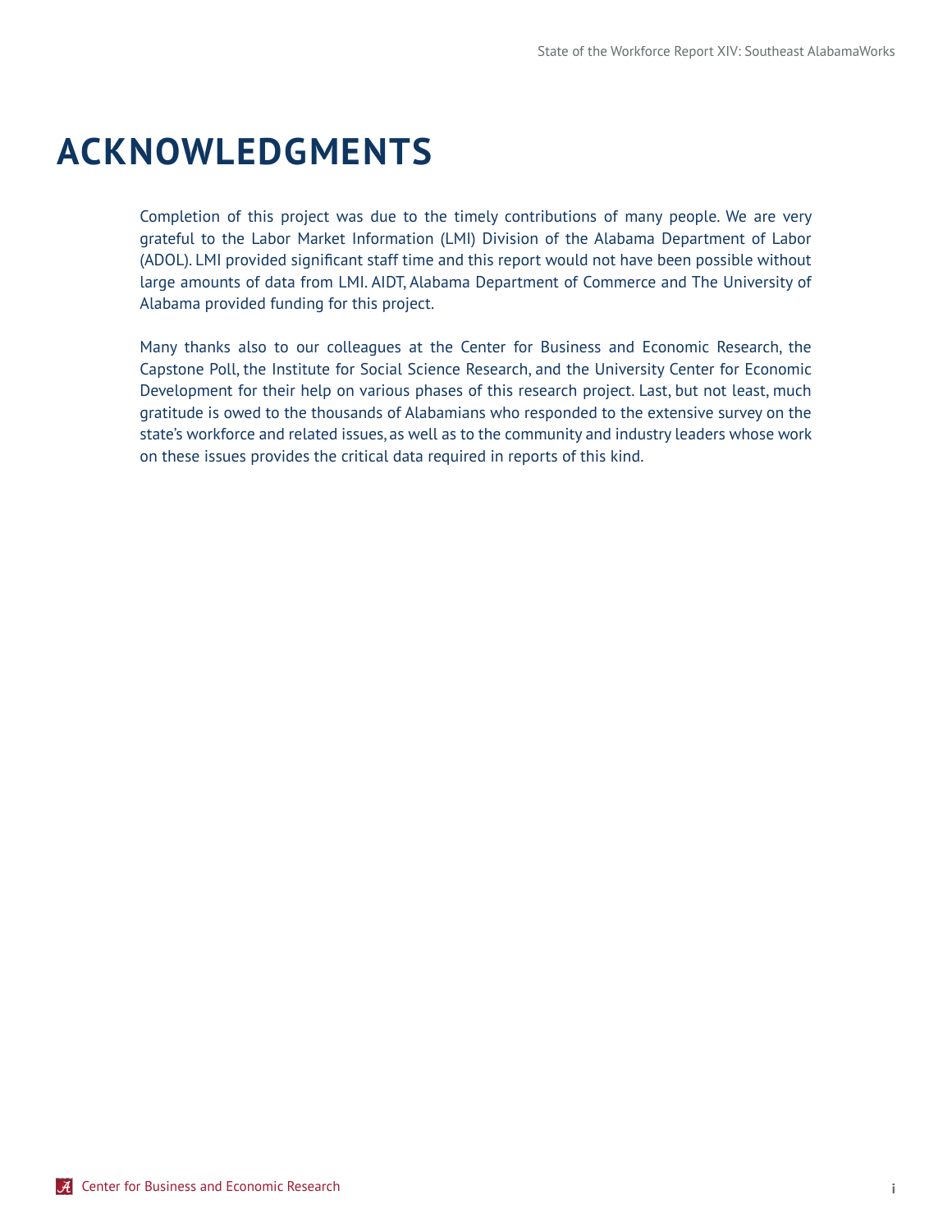# ACKNOWLEDGMENTS

Completion of this project was due to the timely contributions of many people. We are very grateful to the Labor Market Information (LMI) Division of the Alabama Department of Labor (ADOL). LMI provided significant staff time and this report would not have been possible without large amounts of data from LMI. AIDT, Alabama Department of Commerce and The University of Alabama provided funding for this project.

Many thanks also to our colleagues at the Center for Business and Economic Research, the Capstone Poll, the Institute for Social Science Research, and the University Center for Economic Development for their help on various phases of this research project. Last, but not least, much gratitude is owed to the thousands of Alabamians who responded to the extensive survey on the state's workforce and related issues, as well as to the community and industry leaders whose work on these issues provides the critical data required in reports of this kind.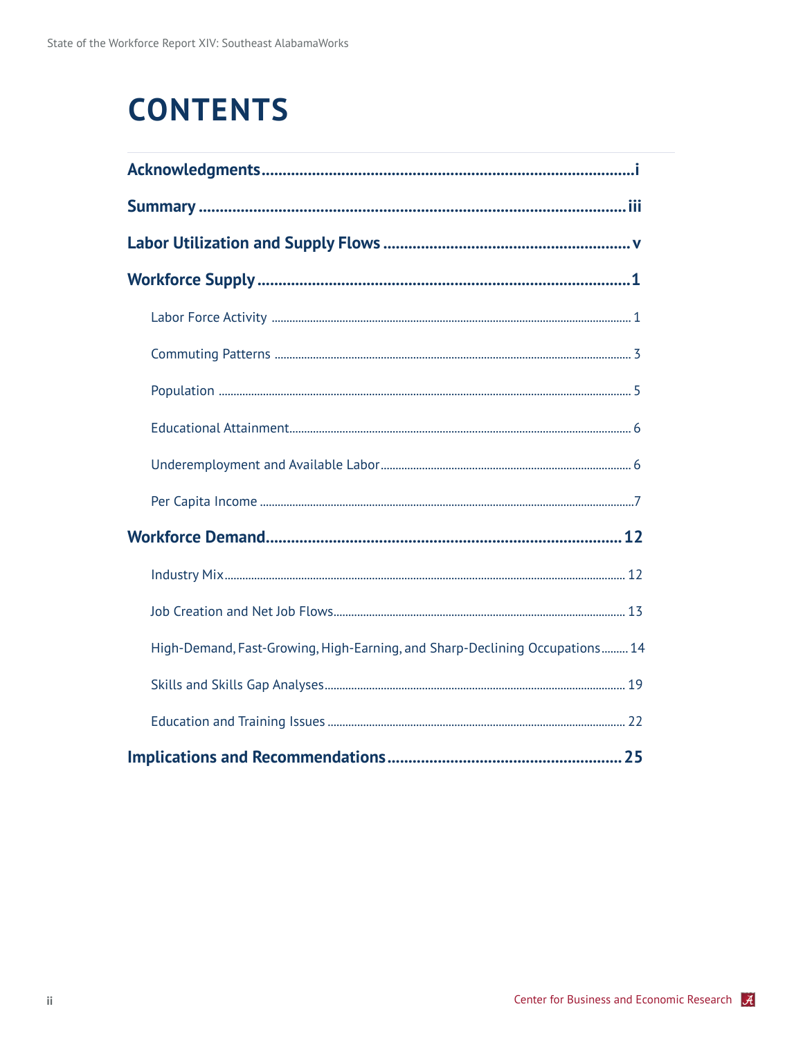# CONTENTS

**Acknowledgments** .......... i

**Summary** .......... iii

**Labor Utilization and Supply Flows** .......... v

**Workforce Supply** .......... 1

- Labor Force Activity .......... 1
- Commuting Patterns .......... 3
- Population .......... 5
- Educational Attainment .......... 6
- Underemployment and Available Labor .......... 6
- Per Capita Income .......... 7

**Workforce Demand** .......... 12

- Industry Mix .......... 12
- Job Creation and Net Job Flows .......... 13
- High-Demand, Fast-Growing, High-Earning, and Sharp-Declining Occupations .......... 14
- Skills and Skills Gap Analyses .......... 19
- Education and Training Issues .......... 22

**Implications and Recommendations** .......... 25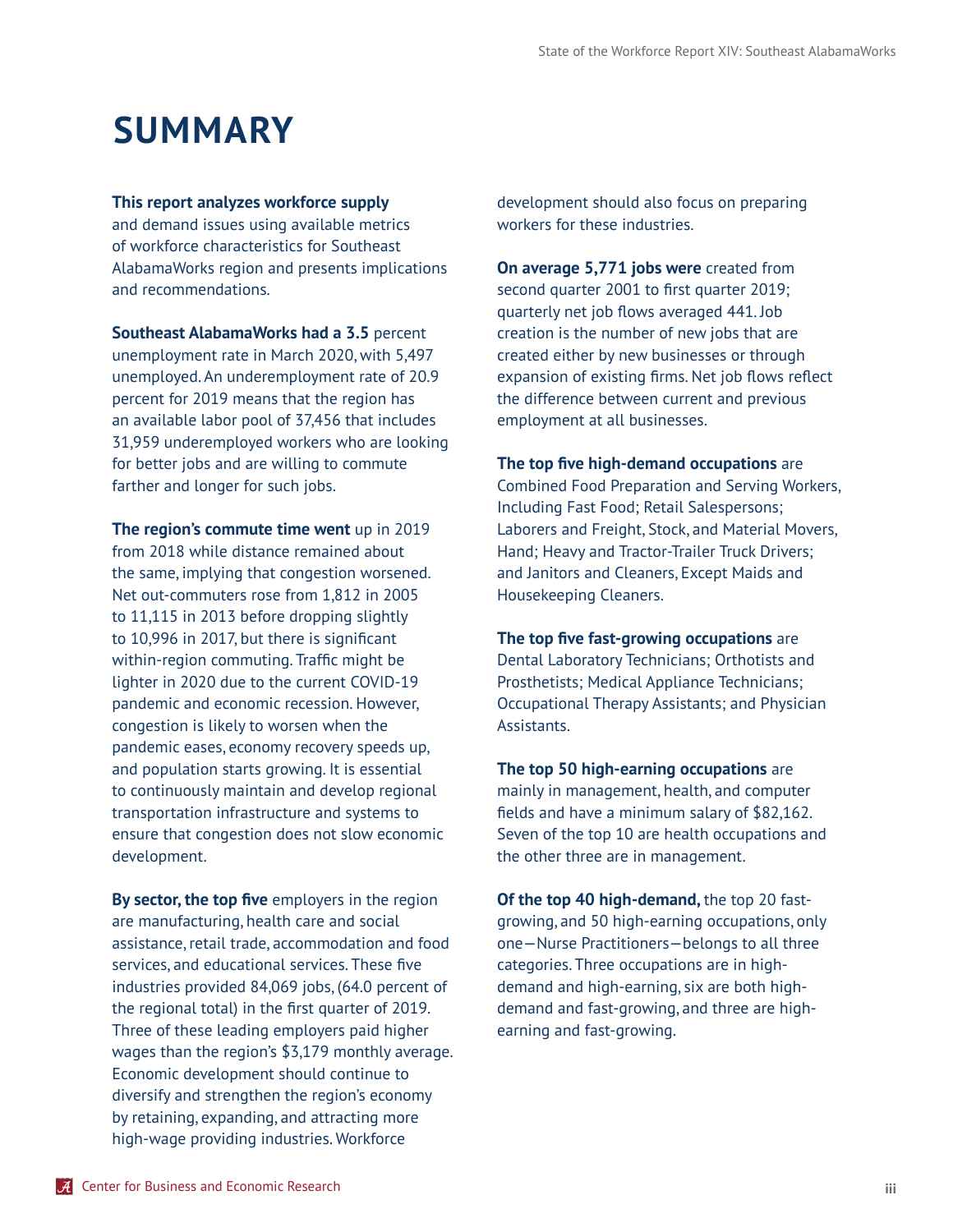# SUMMARY

**This report analyzes workforce supply** and demand issues using available metrics of workforce characteristics for Southeast AlabamaWorks region and presents implications and recommendations.

**Southeast AlabamaWorks had a 3.5** percent unemployment rate in March 2020, with 5,497 unemployed. An underemployment rate of 20.9 percent for 2019 means that the region has an available labor pool of 37,456 that includes 31,959 underemployed workers who are looking for better jobs and are willing to commute farther and longer for such jobs.

**The region's commute time went** up in 2019 from 2018 while distance remained about the same, implying that congestion worsened. Net out-commuters rose from 1,812 in 2005 to 11,115 in 2013 before dropping slightly to 10,996 in 2017, but there is significant within-region commuting. Traffic might be lighter in 2020 due to the current COVID-19 pandemic and economic recession. However, congestion is likely to worsen when the pandemic eases, economy recovery speeds up, and population starts growing. It is essential to continuously maintain and develop regional transportation infrastructure and systems to ensure that congestion does not slow economic development.

**By sector, the top five** employers in the region are manufacturing, health care and social assistance, retail trade, accommodation and food services, and educational services. These five industries provided 84,069 jobs, (64.0 percent of the regional total) in the first quarter of 2019. Three of these leading employers paid higher wages than the region's $3,179 monthly average. Economic development should continue to diversify and strengthen the region's economy by retaining, expanding, and attracting more high-wage providing industries. Workforce development should also focus on preparing workers for these industries.

**On average 5,771 jobs were** created from second quarter 2001 to first quarter 2019; quarterly net job flows averaged 441. Job creation is the number of new jobs that are created either by new businesses or through expansion of existing firms. Net job flows reflect the difference between current and previous employment at all businesses.

**The top five high-demand occupations** are Combined Food Preparation and Serving Workers, Including Fast Food; Retail Salespersons; Laborers and Freight, Stock, and Material Movers, Hand; Heavy and Tractor-Trailer Truck Drivers; and Janitors and Cleaners, Except Maids and Housekeeping Cleaners.

**The top five fast-growing occupations** are Dental Laboratory Technicians; Orthotists and Prosthetists; Medical Appliance Technicians; Occupational Therapy Assistants; and Physician Assistants.

**The top 50 high-earning occupations** are mainly in management, health, and computer fields and have a minimum salary of $82,162. Seven of the top 10 are health occupations and the other three are in management.

**Of the top 40 high-demand,** the top 20 fast-growing, and 50 high-earning occupations, only one—Nurse Practitioners—belongs to all three categories. Three occupations are in high-demand and high-earning, six are both high-demand and fast-growing, and three are high-earning and fast-growing.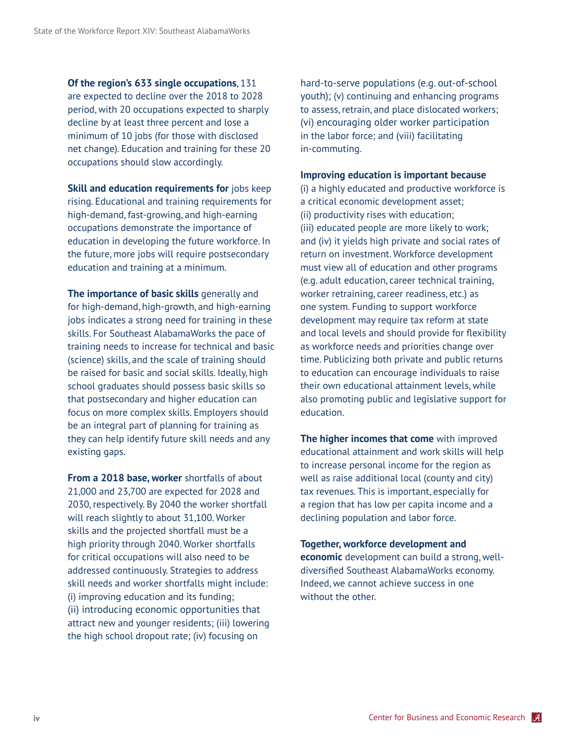**Of the region's 633 single occupations**, 131 are expected to decline over the 2018 to 2028 period, with 20 occupations expected to sharply decline by at least three percent and lose a minimum of 10 jobs (for those with disclosed net change). Education and training for these 20 occupations should slow accordingly.

**Skill and education requirements for** jobs keep rising. Educational and training requirements for high-demand, fast-growing, and high-earning occupations demonstrate the importance of education in developing the future workforce. In the future, more jobs will require postsecondary education and training at a minimum.

**The importance of basic skills** generally and for high-demand, high-growth, and high-earning jobs indicates a strong need for training in these skills. For Southeast AlabamaWorks the pace of training needs to increase for technical and basic (science) skills, and the scale of training should be raised for basic and social skills. Ideally, high school graduates should possess basic skills so that postsecondary and higher education can focus on more complex skills. Employers should be an integral part of planning for training as they can help identify future skill needs and any existing gaps.

**From a 2018 base, worker** shortfalls of about 21,000 and 23,700 are expected for 2028 and 2030, respectively. By 2040 the worker shortfall will reach slightly to about 31,100. Worker skills and the projected shortfall must be a high priority through 2040. Worker shortfalls for critical occupations will also need to be addressed continuously. Strategies to address skill needs and worker shortfalls might include: (i) improving education and its funding; (ii) introducing economic opportunities that attract new and younger residents; (iii) lowering the high school dropout rate; (iv) focusing on hard-to-serve populations (e.g. out-of-school youth); (v) continuing and enhancing programs to assess, retrain, and place dislocated workers; (vi) encouraging older worker participation in the labor force; and (viii) facilitating in-commuting.

**Improving education is important because** (i) a highly educated and productive workforce is a critical economic development asset; (ii) productivity rises with education; (iii) educated people are more likely to work; and (iv) it yields high private and social rates of return on investment. Workforce development must view all of education and other programs (e.g. adult education, career technical training, worker retraining, career readiness, etc.) as one system. Funding to support workforce development may require tax reform at state and local levels and should provide for flexibility as workforce needs and priorities change over time. Publicizing both private and public returns to education can encourage individuals to raise their own educational attainment levels, while also promoting public and legislative support for education.

**The higher incomes that come** with improved educational attainment and work skills will help to increase personal income for the region as well as raise additional local (county and city) tax revenues. This is important, especially for a region that has low per capita income and a declining population and labor force.

**Together, workforce development and economic** development can build a strong, well-diversified Southeast AlabamaWorks economy. Indeed, we cannot achieve success in one without the other.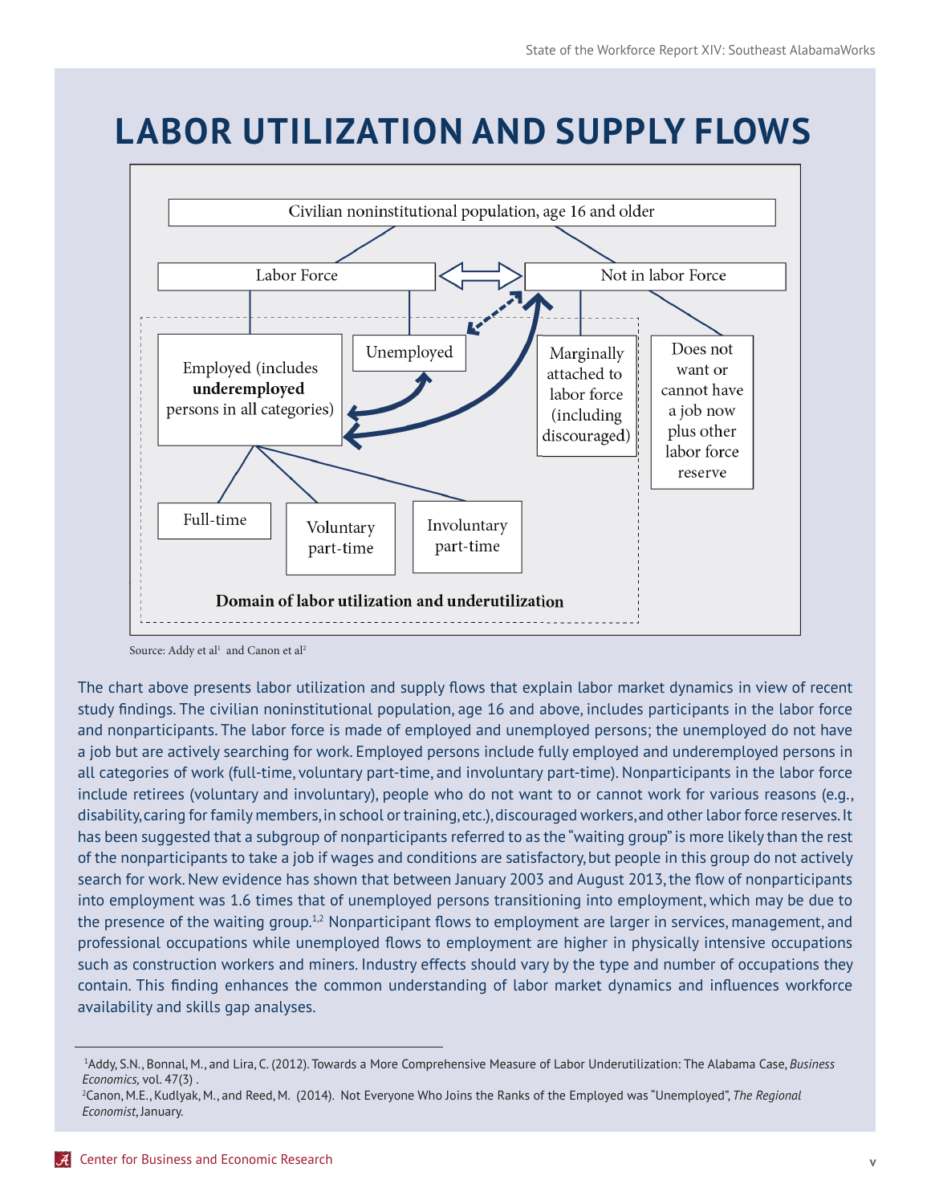# LABOR UTILIZATION AND SUPPLY FLOWS

Civilian noninstitutional population, age 16 and older

Labor Force

Not in labor Force

Employed (includes **underemployed** persons in all categories)

Unemployed

Marginally attached to labor force (including discouraged)

Does not want or cannot have a job now plus other labor force reserve

Full-time

Voluntary part-time

Involuntary part-time

**Domain of labor utilization and underutilization**

Source: Addy et al[1] and Canon et al[2]

The chart above presents labor utilization and supply flows that explain labor market dynamics in view of recent study findings. The civilian noninstitutional population, age 16 and above, includes participants in the labor force and nonparticipants. The labor force is made of employed and unemployed persons; the unemployed do not have a job but are actively searching for work. Employed persons include fully employed and underemployed persons in all categories of work (full-time, voluntary part-time, and involuntary part-time). Nonparticipants in the labor force include retirees (voluntary and involuntary), people who do not want to or cannot work for various reasons (e.g., disability, caring for family members, in school or training, etc.), discouraged workers, and other labor force reserves. It has been suggested that a subgroup of nonparticipants referred to as the "waiting group" is more likely than the rest of the nonparticipants to take a job if wages and conditions are satisfactory, but people in this group do not actively search for work. New evidence has shown that between January 2003 and August 2013, the flow of nonparticipants into employment was 1.6 times that of unemployed persons transitioning into employment, which may be due to the presence of the waiting group.[1,2] Nonparticipant flows to employment are larger in services, management, and professional occupations while unemployed flows to employment are higher in physically intensive occupations such as construction workers and miners. Industry effects should vary by the type and number of occupations they contain. This finding enhances the common understanding of labor market dynamics and influences workforce availability and skills gap analyses.

---

[1]Addy, S.N., Bonnal, M., and Lira, C. (2012). Towards a More Comprehensive Measure of Labor Underutilization: The Alabama Case, *Business Economics,* vol. 47(3) .

[2]Canon, M.E., Kudlyak, M., and Reed, M. (2014). Not Everyone Who Joins the Ranks of the Employed was "Unemployed", *The Regional Economist*, January.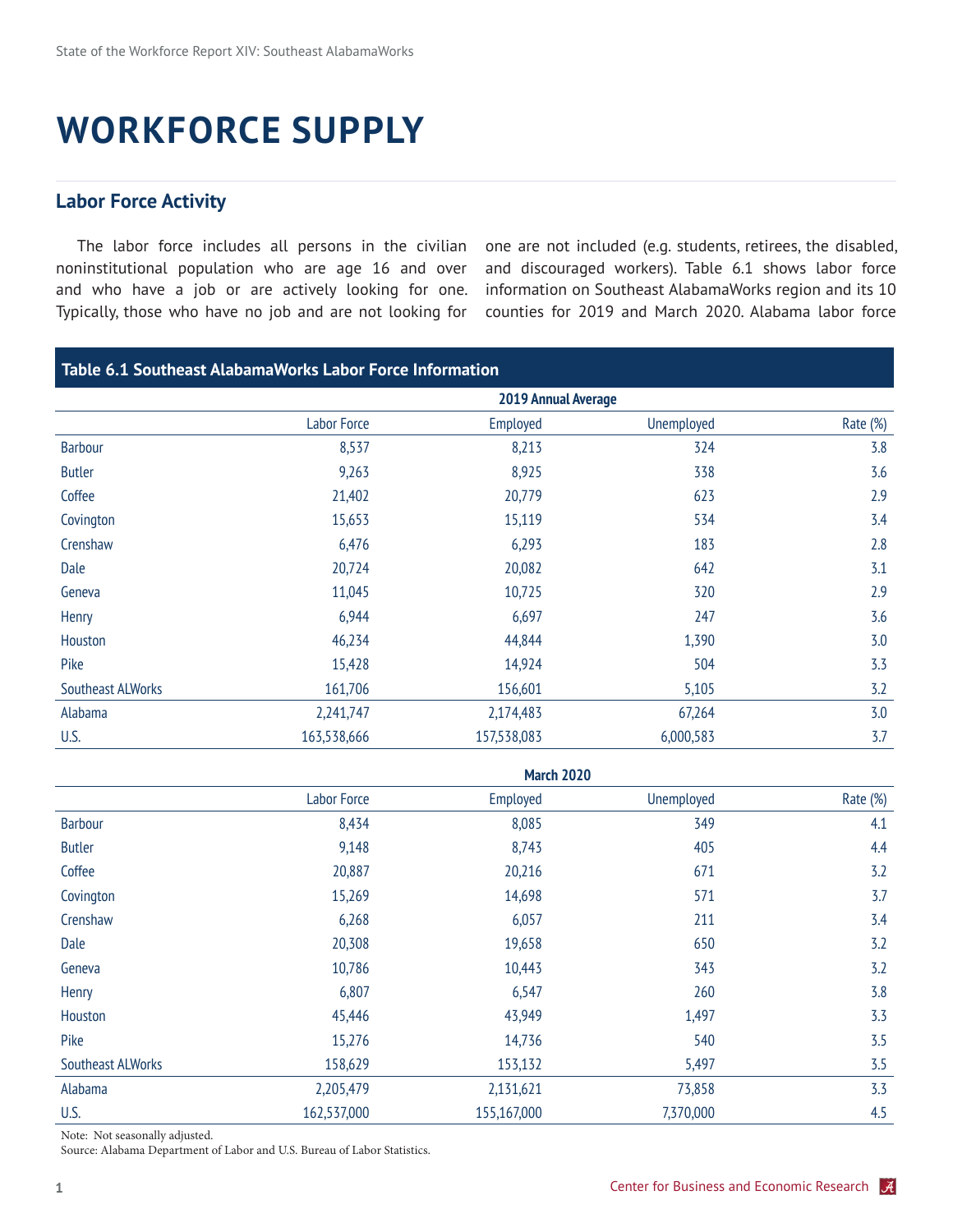# WORKFORCE SUPPLY

## Labor Force Activity

The labor force includes all persons in the civilian noninstitutional population who are age 16 and over and who have a job or are actively looking for one. Typically, those who have no job and are not looking for one are not included (e.g. students, retirees, the disabled, and discouraged workers). Table 6.1 shows labor force information on Southeast AlabamaWorks region and its 10 counties for 2019 and March 2020. Alabama labor force

**Table 6.1 Southeast AlabamaWorks Labor Force Information**

| | 2019 Annual Average | | | |
|---|---|---|---|---|
| | Labor Force | Employed | Unemployed | Rate (%) |
| Barbour | 8,537 | 8,213 | 324 | 3.8 |
| Butler | 9,263 | 8,925 | 338 | 3.6 |
| Coffee | 21,402 | 20,779 | 623 | 2.9 |
| Covington | 15,653 | 15,119 | 534 | 3.4 |
| Crenshaw | 6,476 | 6,293 | 183 | 2.8 |
| Dale | 20,724 | 20,082 | 642 | 3.1 |
| Geneva | 11,045 | 10,725 | 320 | 2.9 |
| Henry | 6,944 | 6,697 | 247 | 3.6 |
| Houston | 46,234 | 44,844 | 1,390 | 3.0 |
| Pike | 15,428 | 14,924 | 504 | 3.3 |
| Southeast ALWorks | 161,706 | 156,601 | 5,105 | 3.2 |
| Alabama | 2,241,747 | 2,174,483 | 67,264 | 3.0 |
| U.S. | 163,538,666 | 157,538,083 | 6,000,583 | 3.7 |
| | **March 2020** | | | |
| | Labor Force | Employed | Unemployed | Rate (%) |
| Barbour | 8,434 | 8,085 | 349 | 4.1 |
| Butler | 9,148 | 8,743 | 405 | 4.4 |
| Coffee | 20,887 | 20,216 | 671 | 3.2 |
| Covington | 15,269 | 14,698 | 571 | 3.7 |
| Crenshaw | 6,268 | 6,057 | 211 | 3.4 |
| Dale | 20,308 | 19,658 | 650 | 3.2 |
| Geneva | 10,786 | 10,443 | 343 | 3.2 |
| Henry | 6,807 | 6,547 | 260 | 3.8 |
| Houston | 45,446 | 43,949 | 1,497 | 3.3 |
| Pike | 15,276 | 14,736 | 540 | 3.5 |
| Southeast ALWorks | 158,629 | 153,132 | 5,497 | 3.5 |
| Alabama | 2,205,479 | 2,131,621 | 73,858 | 3.3 |
| U.S. | 162,537,000 | 155,167,000 | 7,370,000 | 4.5 |

Note: Not seasonally adjusted.
Source: Alabama Department of Labor and U.S. Bureau of Labor Statistics.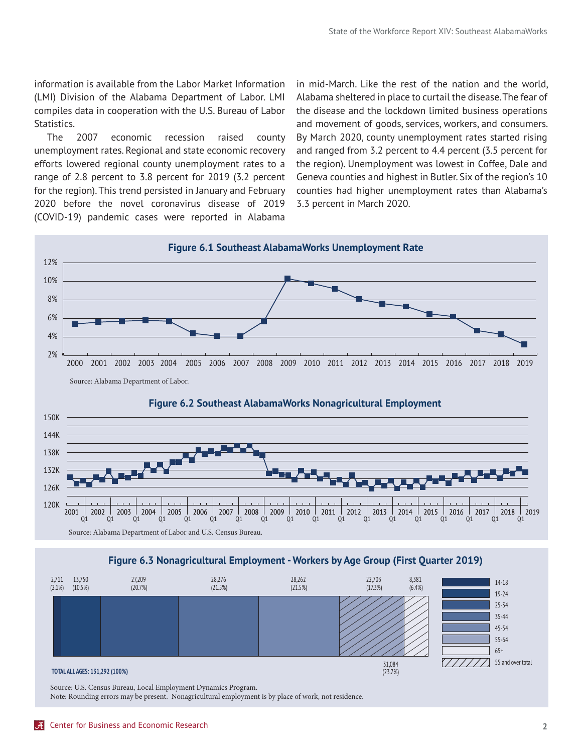information is available from the Labor Market Information (LMI) Division of the Alabama Department of Labor. LMI compiles data in cooperation with the U.S. Bureau of Labor Statistics.

The 2007 economic recession raised county unemployment rates. Regional and state economic recovery efforts lowered regional county unemployment rates to a range of 2.8 percent to 3.8 percent for 2019 (3.2 percent for the region). This trend persisted in January and February 2020 before the novel coronavirus disease of 2019 (COVID-19) pandemic cases were reported in Alabama in mid-March. Like the rest of the nation and the world, Alabama sheltered in place to curtail the disease. The fear of the disease and the lockdown limited business operations and movement of goods, services, workers, and consumers. By March 2020, county unemployment rates started rising and ranged from 3.2 percent to 4.4 percent (3.5 percent for the region). Unemployment was lowest in Coffee, Dale and Geneva counties and highest in Butler. Six of the region's 10 counties had higher unemployment rates than Alabama's 3.3 percent in March 2020.

**Figure 6.1 Southeast AlabamaWorks Unemployment Rate**

Source: Alabama Department of Labor.

**Figure 6.2 Southeast AlabamaWorks Nonagricultural Employment**

Source: Alabama Department of Labor and U.S. Census Bureau.

**Figure 6.3 Nonagricultural Employment - Workers by Age Group (First Quarter 2019)**

| Age Group | Workers | Percent |
|---|---|---|
| 14-18 | 2,711 | (2.1%) |
| 19-24 | 13,750 | (10.5%) |
| 25-34 | 27,209 | (20.7%) |
| 35-44 | 28,276 | (21.5%) |
| 45-54 | 28,262 | (21.5%) |
| 55-64 | 22,703 | (17.3%) |
| 65+ | 8,381 | (6.4%) |
| 55 and over total | 31,084 | (23.7%) |
| TOTAL ALL AGES | 131,292 | (100%) |

Source: U.S. Census Bureau, Local Employment Dynamics Program.
Note: Rounding errors may be present. Nonagricultural employment is by place of work, not residence.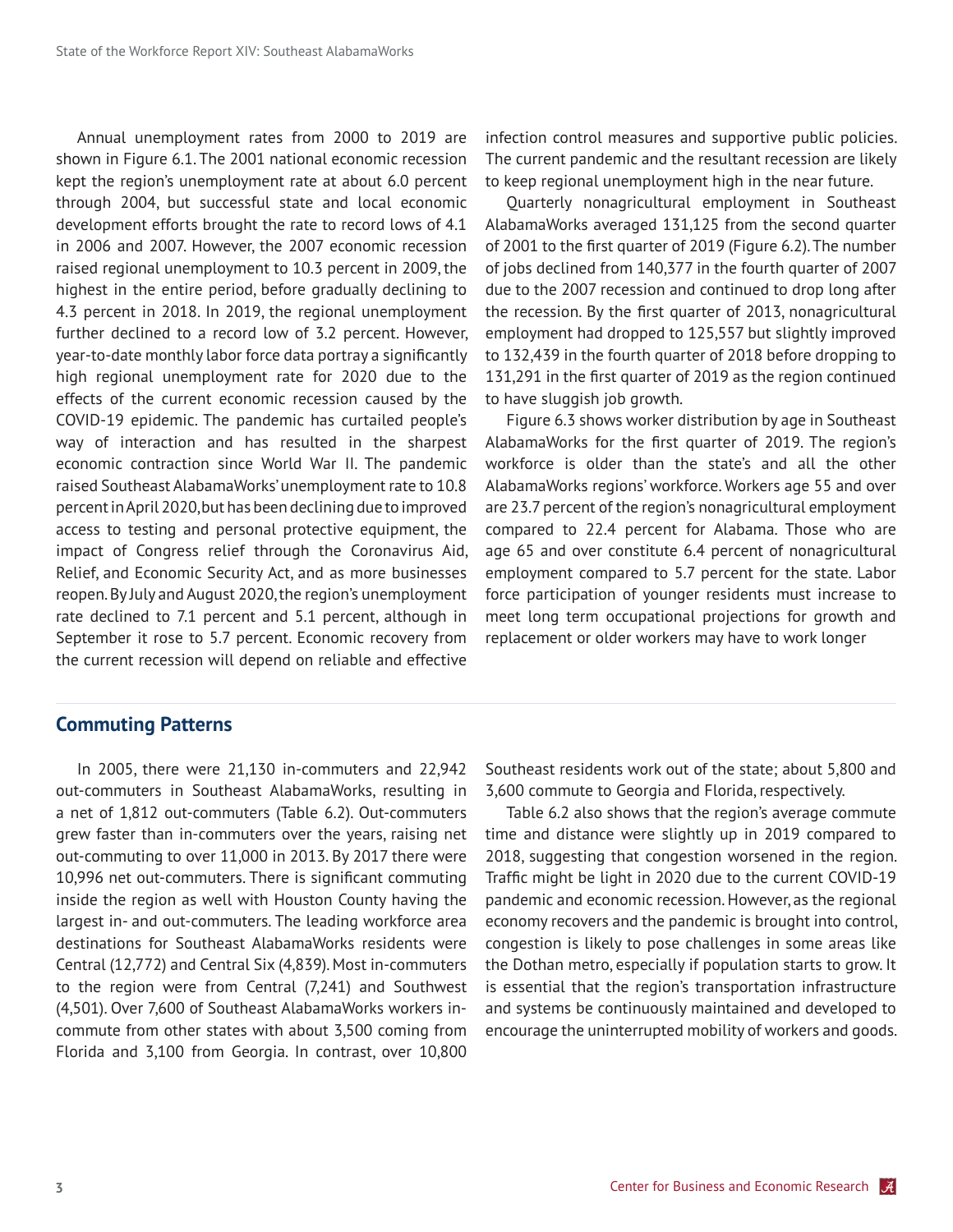Annual unemployment rates from 2000 to 2019 are shown in Figure 6.1. The 2001 national economic recession kept the region's unemployment rate at about 6.0 percent through 2004, but successful state and local economic development efforts brought the rate to record lows of 4.1 in 2006 and 2007. However, the 2007 economic recession raised regional unemployment to 10.3 percent in 2009, the highest in the entire period, before gradually declining to 4.3 percent in 2018. In 2019, the regional unemployment further declined to a record low of 3.2 percent. However, year-to-date monthly labor force data portray a significantly high regional unemployment rate for 2020 due to the effects of the current economic recession caused by the COVID-19 epidemic. The pandemic has curtailed people's way of interaction and has resulted in the sharpest economic contraction since World War II. The pandemic raised Southeast AlabamaWorks' unemployment rate to 10.8 percent in April 2020, but has been declining due to improved access to testing and personal protective equipment, the impact of Congress relief through the Coronavirus Aid, Relief, and Economic Security Act, and as more businesses reopen. By July and August 2020, the region's unemployment rate declined to 7.1 percent and 5.1 percent, although in September it rose to 5.7 percent. Economic recovery from the current recession will depend on reliable and effective infection control measures and supportive public policies. The current pandemic and the resultant recession are likely to keep regional unemployment high in the near future.

Quarterly nonagricultural employment in Southeast AlabamaWorks averaged 131,125 from the second quarter of 2001 to the first quarter of 2019 (Figure 6.2). The number of jobs declined from 140,377 in the fourth quarter of 2007 due to the 2007 recession and continued to drop long after the recession. By the first quarter of 2013, nonagricultural employment had dropped to 125,557 but slightly improved to 132,439 in the fourth quarter of 2018 before dropping to 131,291 in the first quarter of 2019 as the region continued to have sluggish job growth.

Figure 6.3 shows worker distribution by age in Southeast AlabamaWorks for the first quarter of 2019. The region's workforce is older than the state's and all the other AlabamaWorks regions' workforce. Workers age 55 and over are 23.7 percent of the region's nonagricultural employment compared to 22.4 percent for Alabama. Those who are age 65 and over constitute 6.4 percent of nonagricultural employment compared to 5.7 percent for the state. Labor force participation of younger residents must increase to meet long term occupational projections for growth and replacement or older workers may have to work longer

## Commuting Patterns

In 2005, there were 21,130 in-commuters and 22,942 out-commuters in Southeast AlabamaWorks, resulting in a net of 1,812 out-commuters (Table 6.2). Out-commuters grew faster than in-commuters over the years, raising net out-commuting to over 11,000 in 2013. By 2017 there were 10,996 net out-commuters. There is significant commuting inside the region as well with Houston County having the largest in- and out-commuters. The leading workforce area destinations for Southeast AlabamaWorks residents were Central (12,772) and Central Six (4,839). Most in-commuters to the region were from Central (7,241) and Southwest (4,501). Over 7,600 of Southeast AlabamaWorks workers in-commute from other states with about 3,500 coming from Florida and 3,100 from Georgia. In contrast, over 10,800 Southeast residents work out of the state; about 5,800 and 3,600 commute to Georgia and Florida, respectively.

Table 6.2 also shows that the region's average commute time and distance were slightly up in 2019 compared to 2018, suggesting that congestion worsened in the region. Traffic might be light in 2020 due to the current COVID-19 pandemic and economic recession. However, as the regional economy recovers and the pandemic is brought into control, congestion is likely to pose challenges in some areas like the Dothan metro, especially if population starts to grow. It is essential that the region's transportation infrastructure and systems be continuously maintained and developed to encourage the uninterrupted mobility of workers and goods.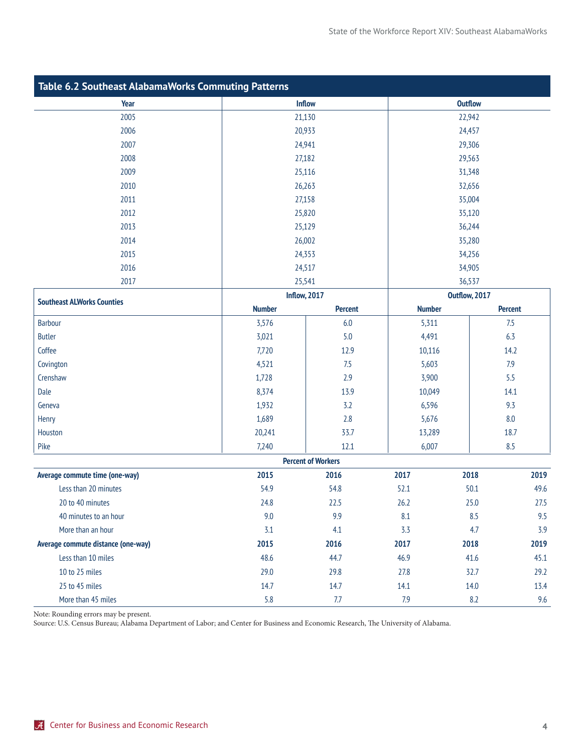## Table 6.2 Southeast AlabamaWorks Commuting Patterns

| Year | Inflow | Outflow |
|---|---|---|
| 2005 | 21,130 | 22,942 |
| 2006 | 20,933 | 24,457 |
| 2007 | 24,941 | 29,306 |
| 2008 | 27,182 | 29,563 |
| 2009 | 25,116 | 31,348 |
| 2010 | 26,263 | 32,656 |
| 2011 | 27,158 | 35,004 |
| 2012 | 25,820 | 35,120 |
| 2013 | 25,129 | 36,244 |
| 2014 | 26,002 | 35,280 |
| 2015 | 24,353 | 34,256 |
| 2016 | 24,517 | 34,905 |
| 2017 | 25,541 | 36,537 |

| Southeast ALWorks Counties | Inflow, 2017 | | Outflow, 2017 | |
|---|---|---|---|---|
| | Number | Percent | Number | Percent |
| Barbour | 3,576 | 6.0 | 5,311 | 7.5 |
| Butler | 3,021 | 5.0 | 4,491 | 6.3 |
| Coffee | 7,720 | 12.9 | 10,116 | 14.2 |
| Covington | 4,521 | 7.5 | 5,603 | 7.9 |
| Crenshaw | 1,728 | 2.9 | 3,900 | 5.5 |
| Dale | 8,374 | 13.9 | 10,049 | 14.1 |
| Geneva | 1,932 | 3.2 | 6,596 | 9.3 |
| Henry | 1,689 | 2.8 | 5,676 | 8.0 |
| Houston | 20,241 | 33.7 | 13,289 | 18.7 |
| Pike | 7,240 | 12.1 | 6,007 | 8.5 |

| | Percent of Workers | | | | |
|---|---|---|---|---|---|
| **Average commute time (one-way)** | **2015** | **2016** | **2017** | **2018** | **2019** |
| Less than 20 minutes | 54.9 | 54.8 | 52.1 | 50.1 | 49.6 |
| 20 to 40 minutes | 24.8 | 22.5 | 26.2 | 25.0 | 27.5 |
| 40 minutes to an hour | 9.0 | 9.9 | 8.1 | 8.5 | 9.5 |
| More than an hour | 3.1 | 4.1 | 3.3 | 4.7 | 3.9 |
| **Average commute distance (one-way)** | **2015** | **2016** | **2017** | **2018** | **2019** |
| Less than 10 miles | 48.6 | 44.7 | 46.9 | 41.6 | 45.1 |
| 10 to 25 miles | 29.0 | 29.8 | 27.8 | 32.7 | 29.2 |
| 25 to 45 miles | 14.7 | 14.7 | 14.1 | 14.0 | 13.4 |
| More than 45 miles | 5.8 | 7.7 | 7.9 | 8.2 | 9.6 |

Note: Rounding errors may be present.
Source: U.S. Census Bureau; Alabama Department of Labor; and Center for Business and Economic Research, The University of Alabama.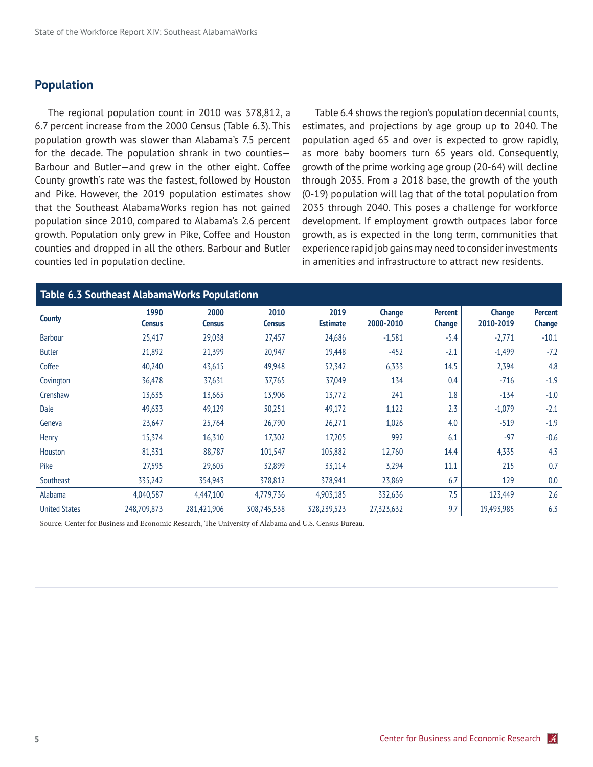## Population

The regional population count in 2010 was 378,812, a 6.7 percent increase from the 2000 Census (Table 6.3). This population growth was slower than Alabama's 7.5 percent for the decade. The population shrank in two counties—Barbour and Butler—and grew in the other eight. Coffee County growth's rate was the fastest, followed by Houston and Pike. However, the 2019 population estimates show that the Southeast AlabamaWorks region has not gained population since 2010, compared to Alabama's 2.6 percent growth. Population only grew in Pike, Coffee and Houston counties and dropped in all the others. Barbour and Butler counties led in population decline.

Table 6.4 shows the region's population decennial counts, estimates, and projections by age group up to 2040. The population aged 65 and over is expected to grow rapidly, as more baby boomers turn 65 years old. Consequently, growth of the prime working age group (20-64) will decline through 2035. From a 2018 base, the growth of the youth (0-19) population will lag that of the total population from 2035 through 2040. This poses a challenge for workforce development. If employment growth outpaces labor force growth, as is expected in the long term, communities that experience rapid job gains may need to consider investments in amenities and infrastructure to attract new residents.

**Table 6.3 Southeast AlabamaWorks Populationn**

| County | 1990 Census | 2000 Census | 2010 Census | 2019 Estimate | Change 2000-2010 | Percent Change | Change 2010-2019 | Percent Change |
|---|---|---|---|---|---|---|---|---|
| Barbour | 25,417 | 29,038 | 27,457 | 24,686 | -1,581 | -5.4 | -2,771 | -10.1 |
| Butler | 21,892 | 21,399 | 20,947 | 19,448 | -452 | -2.1 | -1,499 | -7.2 |
| Coffee | 40,240 | 43,615 | 49,948 | 52,342 | 6,333 | 14.5 | 2,394 | 4.8 |
| Covington | 36,478 | 37,631 | 37,765 | 37,049 | 134 | 0.4 | -716 | -1.9 |
| Crenshaw | 13,635 | 13,665 | 13,906 | 13,772 | 241 | 1.8 | -134 | -1.0 |
| Dale | 49,633 | 49,129 | 50,251 | 49,172 | 1,122 | 2.3 | -1,079 | -2.1 |
| Geneva | 23,647 | 25,764 | 26,790 | 26,271 | 1,026 | 4.0 | -519 | -1.9 |
| Henry | 15,374 | 16,310 | 17,302 | 17,205 | 992 | 6.1 | -97 | -0.6 |
| Houston | 81,331 | 88,787 | 101,547 | 105,882 | 12,760 | 14.4 | 4,335 | 4.3 |
| Pike | 27,595 | 29,605 | 32,899 | 33,114 | 3,294 | 11.1 | 215 | 0.7 |
| Southeast | 335,242 | 354,943 | 378,812 | 378,941 | 23,869 | 6.7 | 129 | 0.0 |
| Alabama | 4,040,587 | 4,447,100 | 4,779,736 | 4,903,185 | 332,636 | 7.5 | 123,449 | 2.6 |
| United States | 248,709,873 | 281,421,906 | 308,745,538 | 328,239,523 | 27,323,632 | 9.7 | 19,493,985 | 6.3 |

Source: Center for Business and Economic Research, The University of Alabama and U.S. Census Bureau.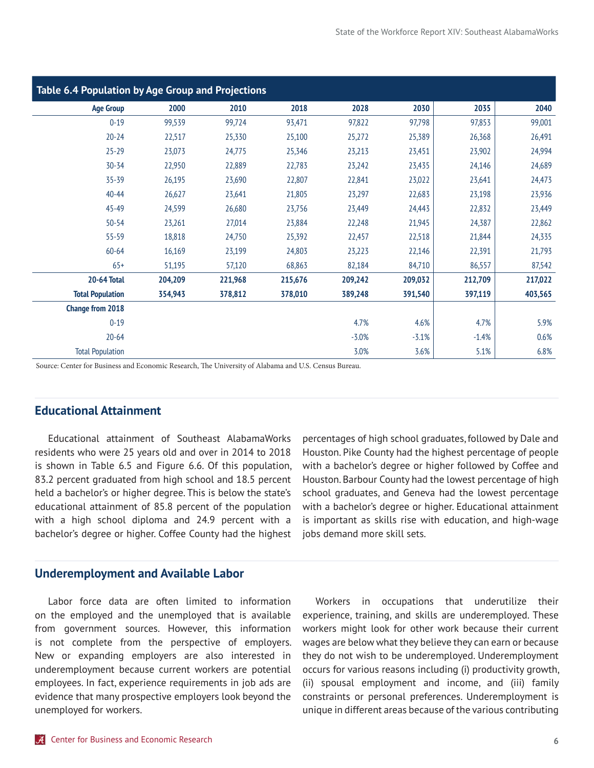**Table 6.4 Population by Age Group and Projections**

| Age Group | 2000 | 2010 | 2018 | 2028 | 2030 | 2035 | 2040 |
|---|---|---|---|---|---|---|---|
| 0-19 | 99,539 | 99,724 | 93,471 | 97,822 | 97,798 | 97,853 | 99,001 |
| 20-24 | 22,517 | 25,330 | 25,100 | 25,272 | 25,389 | 26,368 | 26,491 |
| 25-29 | 23,073 | 24,775 | 25,346 | 23,213 | 23,451 | 23,902 | 24,994 |
| 30-34 | 22,950 | 22,889 | 22,783 | 23,242 | 23,435 | 24,146 | 24,689 |
| 35-39 | 26,195 | 23,690 | 22,807 | 22,841 | 23,022 | 23,641 | 24,473 |
| 40-44 | 26,627 | 23,641 | 21,805 | 23,297 | 22,683 | 23,198 | 23,936 |
| 45-49 | 24,599 | 26,680 | 23,756 | 23,449 | 24,443 | 22,832 | 23,449 |
| 50-54 | 23,261 | 27,014 | 23,884 | 22,248 | 21,945 | 24,387 | 22,862 |
| 55-59 | 18,818 | 24,750 | 25,392 | 22,457 | 22,518 | 21,844 | 24,335 |
| 60-64 | 16,169 | 23,199 | 24,803 | 23,223 | 22,146 | 22,391 | 21,793 |
| 65+ | 51,195 | 57,120 | 68,863 | 82,184 | 84,710 | 86,557 | 87,542 |
| **20-64 Total** | **204,209** | **221,968** | **215,676** | **209,242** | **209,032** | **212,709** | **217,022** |
| **Total Population** | **354,943** | **378,812** | **378,010** | **389,248** | **391,540** | **397,119** | **403,565** |
| **Change from 2018** | | | | | | | |
| 0-19 | | | | 4.7% | 4.6% | 4.7% | 5.9% |
| 20-64 | | | | -3.0% | -3.1% | -1.4% | 0.6% |
| Total Population | | | | 3.0% | 3.6% | 5.1% | 6.8% |

Source: Center for Business and Economic Research, The University of Alabama and U.S. Census Bureau.

## Educational Attainment

Educational attainment of Southeast AlabamaWorks residents who were 25 years old and over in 2014 to 2018 is shown in Table 6.5 and Figure 6.6. Of this population, 83.2 percent graduated from high school and 18.5 percent held a bachelor's or higher degree. This is below the state's educational attainment of 85.8 percent of the population with a high school diploma and 24.9 percent with a bachelor's degree or higher. Coffee County had the highest percentages of high school graduates, followed by Dale and Houston. Pike County had the highest percentage of people with a bachelor's degree or higher followed by Coffee and Houston. Barbour County had the lowest percentage of high school graduates, and Geneva had the lowest percentage with a bachelor's degree or higher. Educational attainment is important as skills rise with education, and high-wage jobs demand more skill sets.

## Underemployment and Available Labor

Labor force data are often limited to information on the employed and the unemployed that is available from government sources. However, this information is not complete from the perspective of employers. New or expanding employers are also interested in underemployment because current workers are potential employees. In fact, experience requirements in job ads are evidence that many prospective employers look beyond the unemployed for workers.

Workers in occupations that underutilize their experience, training, and skills are underemployed. These workers might look for other work because their current wages are below what they believe they can earn or because they do not wish to be underemployed. Underemployment occurs for various reasons including (i) productivity growth, (ii) spousal employment and income, and (iii) family constraints or personal preferences. Underemployment is unique in different areas because of the various contributing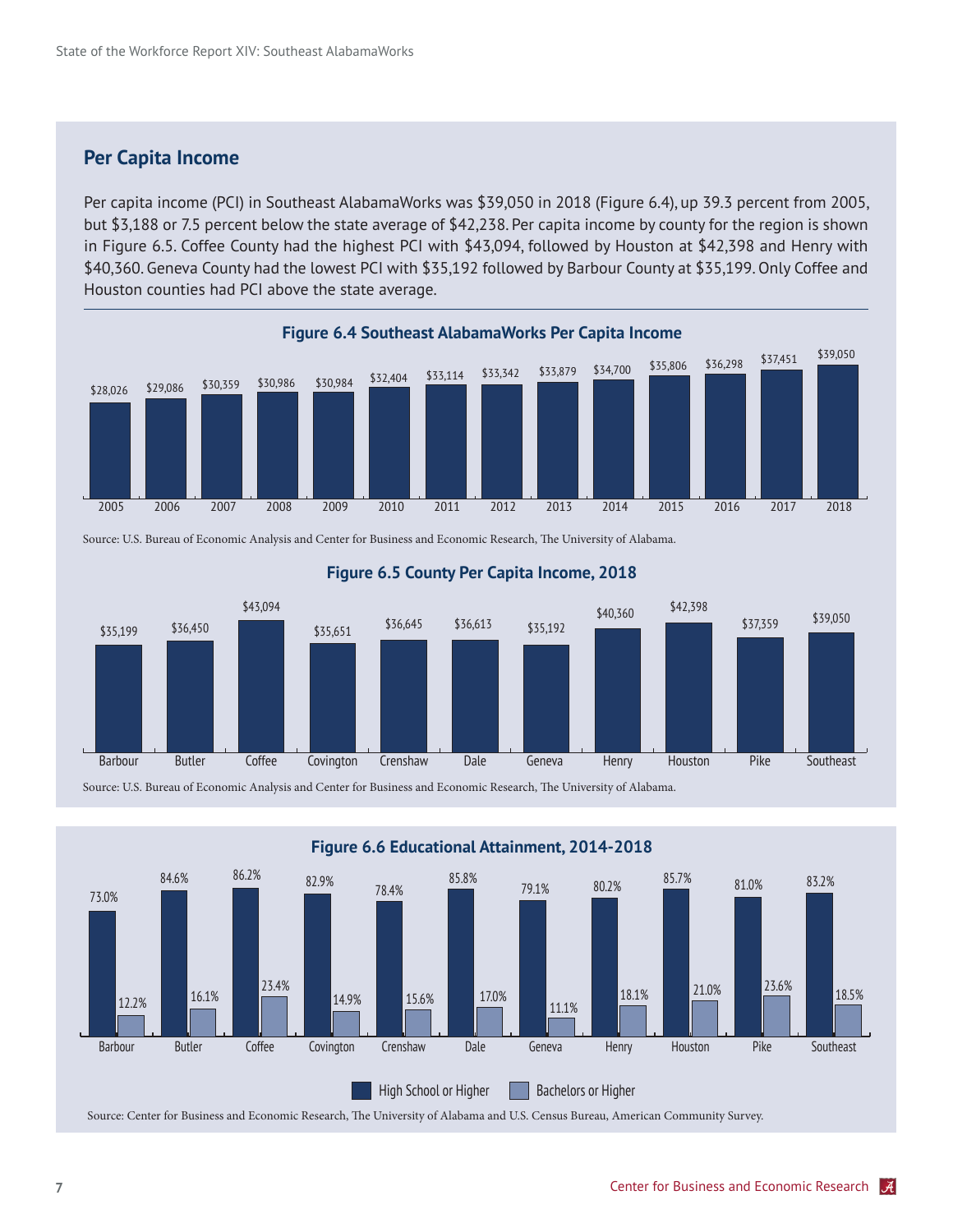## Per Capita Income

Per capita income (PCI) in Southeast AlabamaWorks was $39,050 in 2018 (Figure 6.4), up 39.3 percent from 2005, but $3,188 or 7.5 percent below the state average of $42,238. Per capita income by county for the region is shown in Figure 6.5. Coffee County had the highest PCI with $43,094, followed by Houston at $42,398 and Henry with $40,360. Geneva County had the lowest PCI with $35,192 followed by Barbour County at $35,199. Only Coffee and Houston counties had PCI above the state average.

### Figure 6.4 Southeast AlabamaWorks Per Capita Income

| Year | Per Capita Income |
|---|---|
| 2005 | $28,026 |
| 2006 | $29,086 |
| 2007 | $30,359 |
| 2008 | $30,986 |
| 2009 | $30,984 |
| 2010 | $32,404 |
| 2011 | $33,114 |
| 2012 | $33,342 |
| 2013 | $33,879 |
| 2014 | $34,700 |
| 2015 | $35,806 |
| 2016 | $36,298 |
| 2017 | $37,451 |
| 2018 | $39,050 |

Source: U.S. Bureau of Economic Analysis and Center for Business and Economic Research, The University of Alabama.

### Figure 6.5 County Per Capita Income, 2018

| County | Per Capita Income |
|---|---|
| Barbour | $35,199 |
| Butler | $36,450 |
| Coffee | $43,094 |
| Covington | $35,651 |
| Crenshaw | $36,645 |
| Dale | $36,613 |
| Geneva | $35,192 |
| Henry | $40,360 |
| Houston | $42,398 |
| Pike | $37,359 |
| Southeast | $39,050 |

Source: U.S. Bureau of Economic Analysis and Center for Business and Economic Research, The University of Alabama.

### Figure 6.6 Educational Attainment, 2014-2018

| County | High School or Higher | Bachelors or Higher |
|---|---|---|
| Barbour | 73.0% | 12.2% |
| Butler | 84.6% | 16.1% |
| Coffee | 86.2% | 23.4% |
| Covington | 82.9% | 14.9% |
| Crenshaw | 78.4% | 15.6% |
| Dale | 85.8% | 17.0% |
| Geneva | 79.1% | 11.1% |
| Henry | 80.2% | 18.1% |
| Houston | 85.7% | 21.0% |
| Pike | 81.0% | 23.6% |
| Southeast | 83.2% | 18.5% |

Source: Center for Business and Economic Research, The University of Alabama and U.S. Census Bureau, American Community Survey.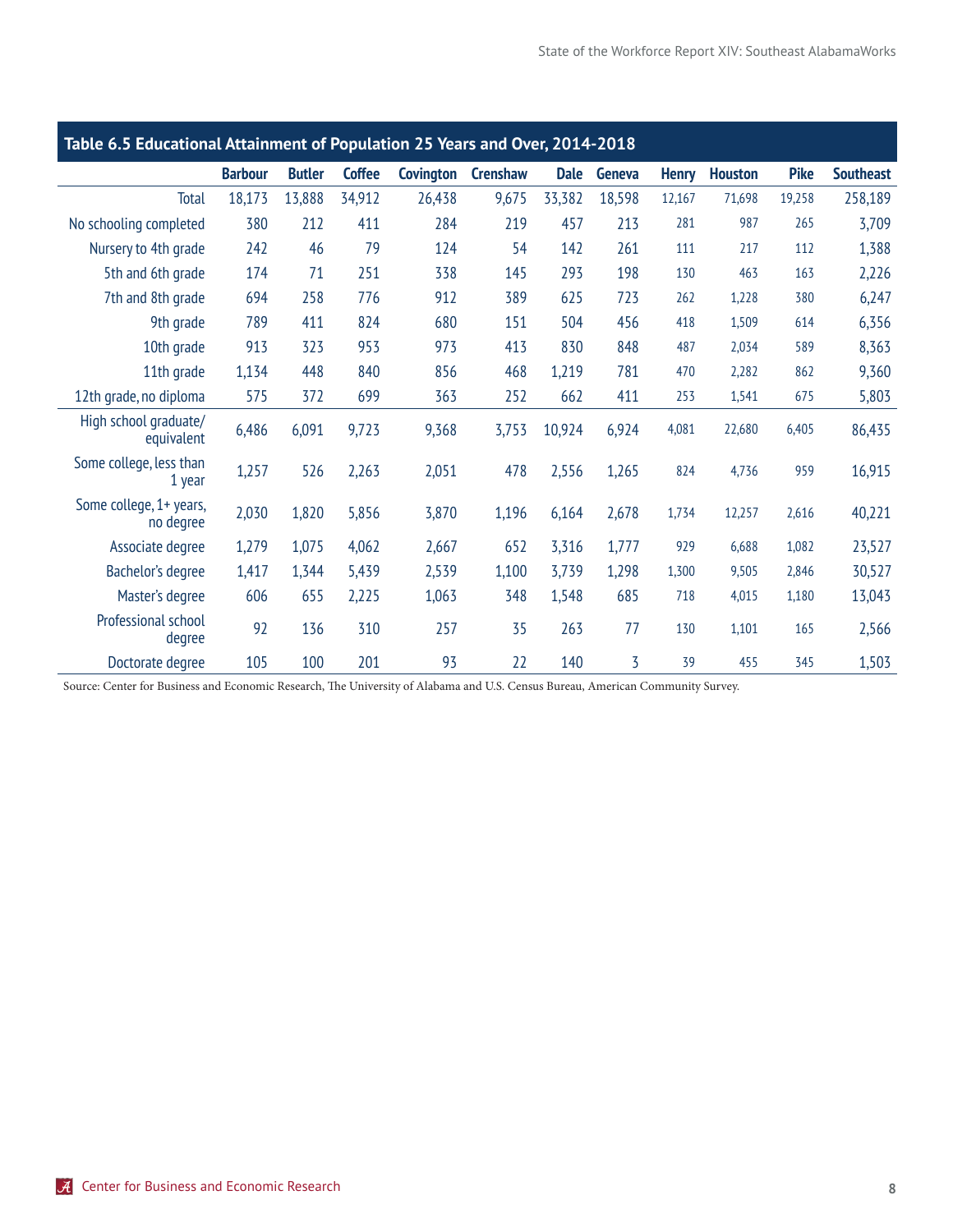**Table 6.5 Educational Attainment of Population 25 Years and Over, 2014-2018**

| | Barbour | Butler | Coffee | Covington | Crenshaw | Dale | Geneva | Henry | Houston | Pike | Southeast |
|---|---|---|---|---|---|---|---|---|---|---|---|
| Total | 18,173 | 13,888 | 34,912 | 26,438 | 9,675 | 33,382 | 18,598 | 12,167 | 71,698 | 19,258 | 258,189 |
| No schooling completed | 380 | 212 | 411 | 284 | 219 | 457 | 213 | 281 | 987 | 265 | 3,709 |
| Nursery to 4th grade | 242 | 46 | 79 | 124 | 54 | 142 | 261 | 111 | 217 | 112 | 1,388 |
| 5th and 6th grade | 174 | 71 | 251 | 338 | 145 | 293 | 198 | 130 | 463 | 163 | 2,226 |
| 7th and 8th grade | 694 | 258 | 776 | 912 | 389 | 625 | 723 | 262 | 1,228 | 380 | 6,247 |
| 9th grade | 789 | 411 | 824 | 680 | 151 | 504 | 456 | 418 | 1,509 | 614 | 6,356 |
| 10th grade | 913 | 323 | 953 | 973 | 413 | 830 | 848 | 487 | 2,034 | 589 | 8,363 |
| 11th grade | 1,134 | 448 | 840 | 856 | 468 | 1,219 | 781 | 470 | 2,282 | 862 | 9,360 |
| 12th grade, no diploma | 575 | 372 | 699 | 363 | 252 | 662 | 411 | 253 | 1,541 | 675 | 5,803 |
| High school graduate/ equivalent | 6,486 | 6,091 | 9,723 | 9,368 | 3,753 | 10,924 | 6,924 | 4,081 | 22,680 | 6,405 | 86,435 |
| Some college, less than 1 year | 1,257 | 526 | 2,263 | 2,051 | 478 | 2,556 | 1,265 | 824 | 4,736 | 959 | 16,915 |
| Some college, 1+ years, no degree | 2,030 | 1,820 | 5,856 | 3,870 | 1,196 | 6,164 | 2,678 | 1,734 | 12,257 | 2,616 | 40,221 |
| Associate degree | 1,279 | 1,075 | 4,062 | 2,667 | 652 | 3,316 | 1,777 | 929 | 6,688 | 1,082 | 23,527 |
| Bachelor's degree | 1,417 | 1,344 | 5,439 | 2,539 | 1,100 | 3,739 | 1,298 | 1,300 | 9,505 | 2,846 | 30,527 |
| Master's degree | 606 | 655 | 2,225 | 1,063 | 348 | 1,548 | 685 | 718 | 4,015 | 1,180 | 13,043 |
| Professional school degree | 92 | 136 | 310 | 257 | 35 | 263 | 77 | 130 | 1,101 | 165 | 2,566 |
| Doctorate degree | 105 | 100 | 201 | 93 | 22 | 140 | 3 | 39 | 455 | 345 | 1,503 |

Source: Center for Business and Economic Research, The University of Alabama and U.S. Census Bureau, American Community Survey.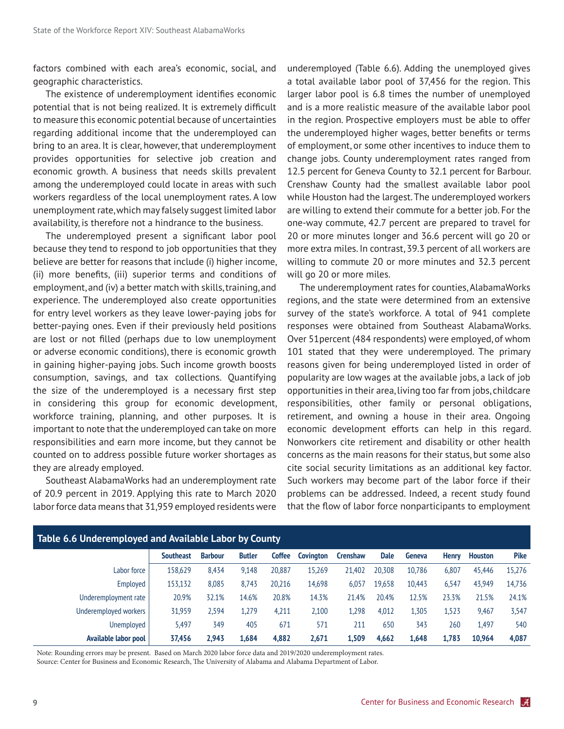factors combined with each area's economic, social, and geographic characteristics.

The existence of underemployment identifies economic potential that is not being realized. It is extremely difficult to measure this economic potential because of uncertainties regarding additional income that the underemployed can bring to an area. It is clear, however, that underemployment provides opportunities for selective job creation and economic growth. A business that needs skills prevalent among the underemployed could locate in areas with such workers regardless of the local unemployment rates. A low unemployment rate, which may falsely suggest limited labor availability, is therefore not a hindrance to the business.

The underemployed present a significant labor pool because they tend to respond to job opportunities that they believe are better for reasons that include (i) higher income, (ii) more benefits, (iii) superior terms and conditions of employment, and (iv) a better match with skills, training, and experience. The underemployed also create opportunities for entry level workers as they leave lower-paying jobs for better-paying ones. Even if their previously held positions are lost or not filled (perhaps due to low unemployment or adverse economic conditions), there is economic growth in gaining higher-paying jobs. Such income growth boosts consumption, savings, and tax collections. Quantifying the size of the underemployed is a necessary first step in considering this group for economic development, workforce training, planning, and other purposes. It is important to note that the underemployed can take on more responsibilities and earn more income, but they cannot be counted on to address possible future worker shortages as they are already employed.

Southeast AlabamaWorks had an underemployment rate of 20.9 percent in 2019. Applying this rate to March 2020 labor force data means that 31,959 employed residents were underemployed (Table 6.6). Adding the unemployed gives a total available labor pool of 37,456 for the region. This larger labor pool is 6.8 times the number of unemployed and is a more realistic measure of the available labor pool in the region. Prospective employers must be able to offer the underemployed higher wages, better benefits or terms of employment, or some other incentives to induce them to change jobs. County underemployment rates ranged from 12.5 percent for Geneva County to 32.1 percent for Barbour. Crenshaw County had the smallest available labor pool while Houston had the largest. The underemployed workers are willing to extend their commute for a better job. For the one-way commute, 42.7 percent are prepared to travel for 20 or more minutes longer and 36.6 percent will go 20 or more extra miles. In contrast, 39.3 percent of all workers are willing to commute 20 or more minutes and 32.3 percent will go 20 or more miles.

The underemployment rates for counties, AlabamaWorks regions, and the state were determined from an extensive survey of the state's workforce. A total of 941 complete responses were obtained from Southeast AlabamaWorks. Over 51percent (484 respondents) were employed, of whom 101 stated that they were underemployed. The primary reasons given for being underemployed listed in order of popularity are low wages at the available jobs, a lack of job opportunities in their area, living too far from jobs, childcare responsibilities, other family or personal obligations, retirement, and owning a house in their area. Ongoing economic development efforts can help in this regard. Nonworkers cite retirement and disability or other health concerns as the main reasons for their status, but some also cite social security limitations as an additional key factor. Such workers may become part of the labor force if their problems can be addressed. Indeed, a recent study found that the flow of labor force nonparticipants to employment

**Table 6.6 Underemployed and Available Labor by County**

| | Southeast | Barbour | Butler | Coffee | Covington | Crenshaw | Dale | Geneva | Henry | Houston | Pike |
|---|---|---|---|---|---|---|---|---|---|---|---|
| Labor force | 158,629 | 8,434 | 9,148 | 20,887 | 15,269 | 21,402 | 20,308 | 10,786 | 6,807 | 45,446 | 15,276 |
| Employed | 153,132 | 8,085 | 8,743 | 20,216 | 14,698 | 6,057 | 19,658 | 10,443 | 6,547 | 43,949 | 14,736 |
| Underemployment rate | 20.9% | 32.1% | 14.6% | 20.8% | 14.3% | 21.4% | 20.4% | 12.5% | 23.3% | 21.5% | 24.1% |
| Underemployed workers | 31,959 | 2,594 | 1,279 | 4,211 | 2,100 | 1,298 | 4,012 | 1,305 | 1,523 | 9,467 | 3,547 |
| Unemployed | 5,497 | 349 | 405 | 671 | 571 | 211 | 650 | 343 | 260 | 1,497 | 540 |
| **Available labor pool** | **37,456** | **2,943** | **1,684** | **4,882** | **2,671** | **1,509** | **4,662** | **1,648** | **1,783** | **10,964** | **4,087** |

Note: Rounding errors may be present. Based on March 2020 labor force data and 2019/2020 underemployment rates.
Source: Center for Business and Economic Research, The University of Alabama and Alabama Department of Labor.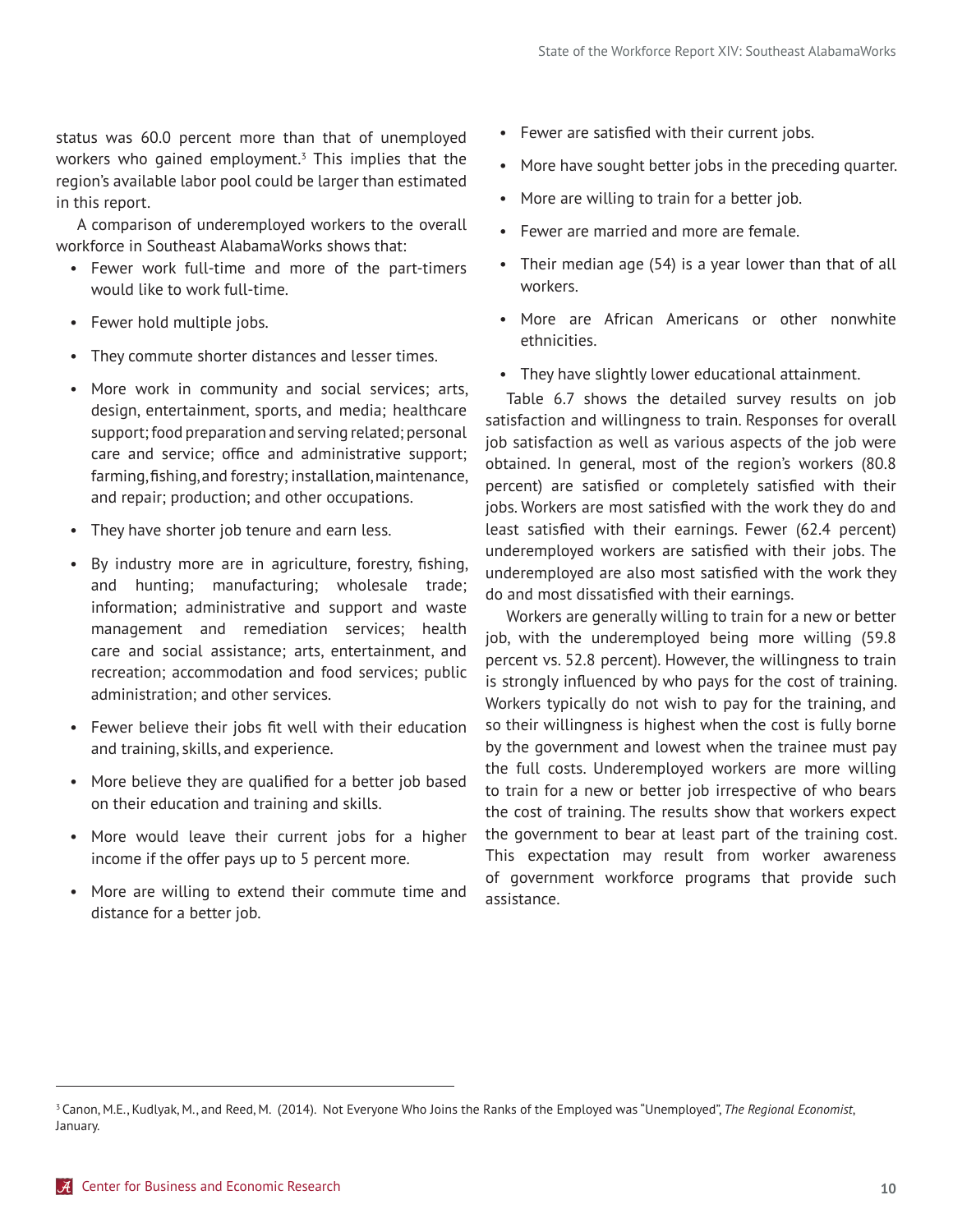status was 60.0 percent more than that of unemployed workers who gained employment.[3] This implies that the region's available labor pool could be larger than estimated in this report.

A comparison of underemployed workers to the overall workforce in Southeast AlabamaWorks shows that:

- Fewer work full-time and more of the part-timers would like to work full-time.
- Fewer hold multiple jobs.
- They commute shorter distances and lesser times.
- More work in community and social services; arts, design, entertainment, sports, and media; healthcare support; food preparation and serving related; personal care and service; office and administrative support; farming, fishing, and forestry; installation, maintenance, and repair; production; and other occupations.
- They have shorter job tenure and earn less.
- By industry more are in agriculture, forestry, fishing, and hunting; manufacturing; wholesale trade; information; administrative and support and waste management and remediation services; health care and social assistance; arts, entertainment, and recreation; accommodation and food services; public administration; and other services.
- Fewer believe their jobs fit well with their education and training, skills, and experience.
- More believe they are qualified for a better job based on their education and training and skills.
- More would leave their current jobs for a higher income if the offer pays up to 5 percent more.
- More are willing to extend their commute time and distance for a better job.
- Fewer are satisfied with their current jobs.
- More have sought better jobs in the preceding quarter.
- More are willing to train for a better job.
- Fewer are married and more are female.
- Their median age (54) is a year lower than that of all workers.
- More are African Americans or other nonwhite ethnicities.
- They have slightly lower educational attainment.

Table 6.7 shows the detailed survey results on job satisfaction and willingness to train. Responses for overall job satisfaction as well as various aspects of the job were obtained. In general, most of the region's workers (80.8 percent) are satisfied or completely satisfied with their jobs. Workers are most satisfied with the work they do and least satisfied with their earnings. Fewer (62.4 percent) underemployed workers are satisfied with their jobs. The underemployed are also most satisfied with the work they do and most dissatisfied with their earnings.

Workers are generally willing to train for a new or better job, with the underemployed being more willing (59.8 percent vs. 52.8 percent). However, the willingness to train is strongly influenced by who pays for the cost of training. Workers typically do not wish to pay for the training, and so their willingness is highest when the cost is fully borne by the government and lowest when the trainee must pay the full costs. Underemployed workers are more willing to train for a new or better job irrespective of who bears the cost of training. The results show that workers expect the government to bear at least part of the training cost. This expectation may result from worker awareness of government workforce programs that provide such assistance.

[3] Canon, M.E., Kudlyak, M., and Reed, M. (2014). Not Everyone Who Joins the Ranks of the Employed was "Unemployed", *The Regional Economist*, January.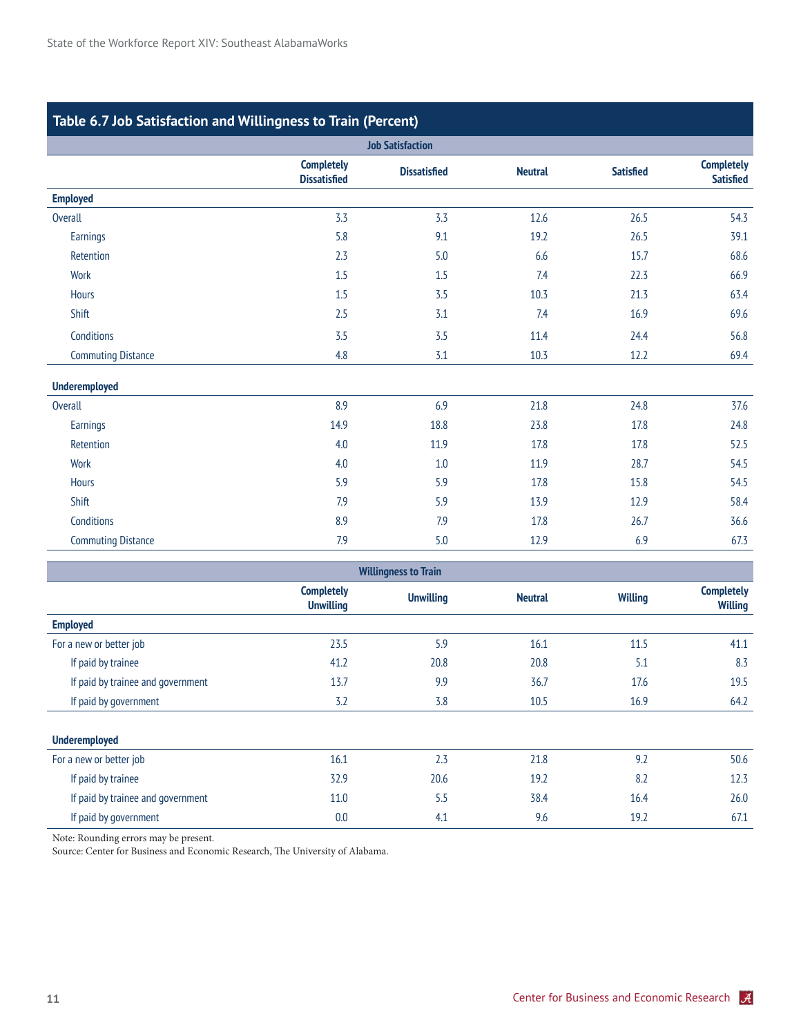## Table 6.7 Job Satisfaction and Willingness to Train (Percent)

| Job Satisfaction | Completely Dissatisfied | Dissatisfied | Neutral | Satisfied | Completely Satisfied |
|---|---|---|---|---|---|
| **Employed** | | | | | |
| Overall | 3.3 | 3.3 | 12.6 | 26.5 | 54.3 |
| Earnings | 5.8 | 9.1 | 19.2 | 26.5 | 39.1 |
| Retention | 2.3 | 5.0 | 6.6 | 15.7 | 68.6 |
| Work | 1.5 | 1.5 | 7.4 | 22.3 | 66.9 |
| Hours | 1.5 | 3.5 | 10.3 | 21.3 | 63.4 |
| Shift | 2.5 | 3.1 | 7.4 | 16.9 | 69.6 |
| Conditions | 3.5 | 3.5 | 11.4 | 24.4 | 56.8 |
| Commuting Distance | 4.8 | 3.1 | 10.3 | 12.2 | 69.4 |
| **Underemployed** | | | | | |
| Overall | 8.9 | 6.9 | 21.8 | 24.8 | 37.6 |
| Earnings | 14.9 | 18.8 | 23.8 | 17.8 | 24.8 |
| Retention | 4.0 | 11.9 | 17.8 | 17.8 | 52.5 |
| Work | 4.0 | 1.0 | 11.9 | 28.7 | 54.5 |
| Hours | 5.9 | 5.9 | 17.8 | 15.8 | 54.5 |
| Shift | 7.9 | 5.9 | 13.9 | 12.9 | 58.4 |
| Conditions | 8.9 | 7.9 | 17.8 | 26.7 | 36.6 |
| Commuting Distance | 7.9 | 5.0 | 12.9 | 6.9 | 67.3 |

| Willingness to Train | Completely Unwilling | Unwilling | Neutral | Willing | Completely Willing |
|---|---|---|---|---|---|
| **Employed** | | | | | |
| For a new or better job | 23.5 | 5.9 | 16.1 | 11.5 | 41.1 |
| If paid by trainee | 41.2 | 20.8 | 20.8 | 5.1 | 8.3 |
| If paid by trainee and government | 13.7 | 9.9 | 36.7 | 17.6 | 19.5 |
| If paid by government | 3.2 | 3.8 | 10.5 | 16.9 | 64.2 |
| **Underemployed** | | | | | |
| For a new or better job | 16.1 | 2.3 | 21.8 | 9.2 | 50.6 |
| If paid by trainee | 32.9 | 20.6 | 19.2 | 8.2 | 12.3 |
| If paid by trainee and government | 11.0 | 5.5 | 38.4 | 16.4 | 26.0 |
| If paid by government | 0.0 | 4.1 | 9.6 | 19.2 | 67.1 |

Note: Rounding errors may be present.
Source: Center for Business and Economic Research, The University of Alabama.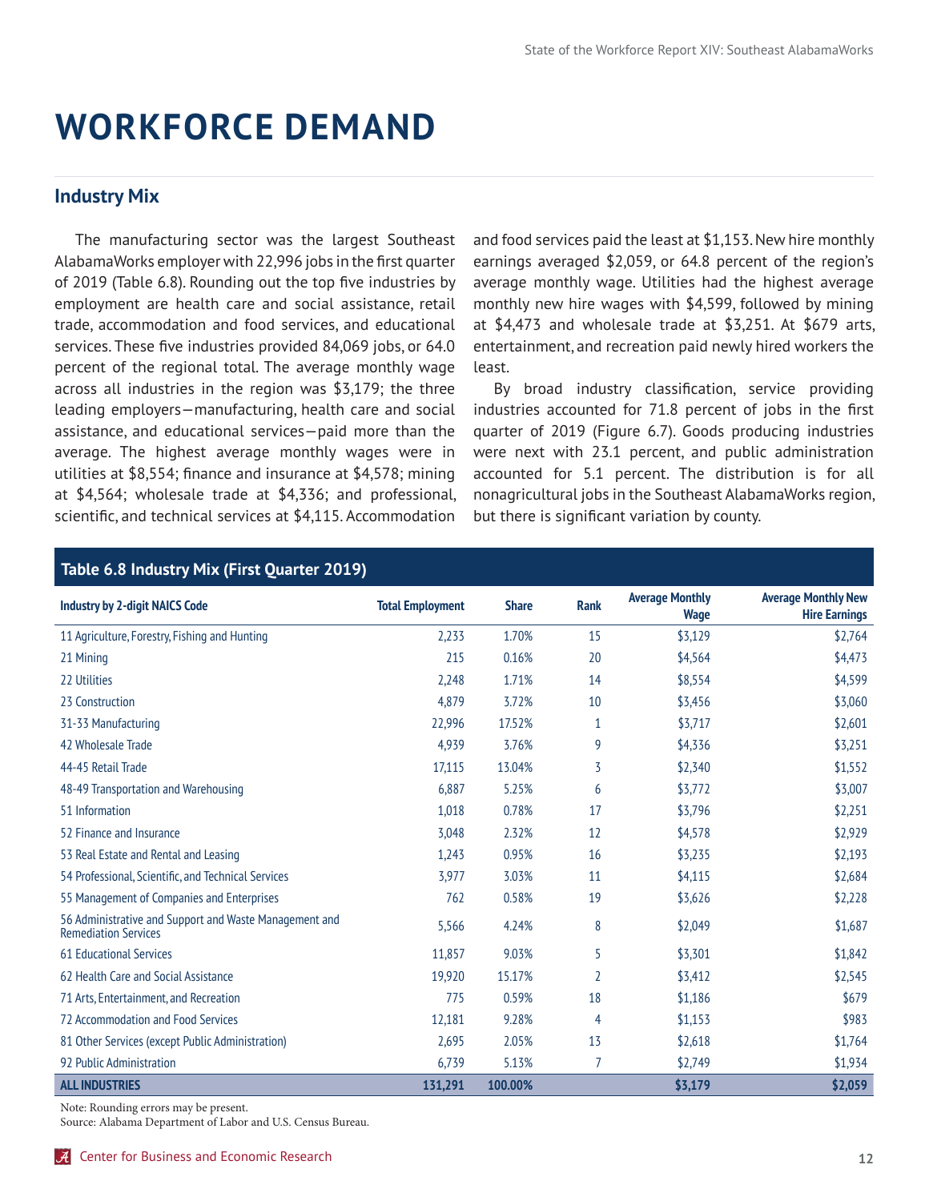# WORKFORCE DEMAND

## Industry Mix

The manufacturing sector was the largest Southeast AlabamaWorks employer with 22,996 jobs in the first quarter of 2019 (Table 6.8). Rounding out the top five industries by employment are health care and social assistance, retail trade, accommodation and food services, and educational services. These five industries provided 84,069 jobs, or 64.0 percent of the regional total. The average monthly wage across all industries in the region was $3,179; the three leading employers—manufacturing, health care and social assistance, and educational services—paid more than the average. The highest average monthly wages were in utilities at $8,554; finance and insurance at $4,578; mining at $4,564; wholesale trade at $4,336; and professional, scientific, and technical services at $4,115. Accommodation and food services paid the least at $1,153. New hire monthly earnings averaged $2,059, or 64.8 percent of the region's average monthly wage. Utilities had the highest average monthly new hire wages with $4,599, followed by mining at $4,473 and wholesale trade at $3,251. At $679 arts, entertainment, and recreation paid newly hired workers the least.

By broad industry classification, service providing industries accounted for 71.8 percent of jobs in the first quarter of 2019 (Figure 6.7). Goods producing industries were next with 23.1 percent, and public administration accounted for 5.1 percent. The distribution is for all nonagricultural jobs in the Southeast AlabamaWorks region, but there is significant variation by county.

**Table 6.8 Industry Mix (First Quarter 2019)**

| Industry by 2-digit NAICS Code | Total Employment | Share | Rank | Average Monthly Wage | Average Monthly New Hire Earnings |
|---|---|---|---|---|---|
| 11 Agriculture, Forestry, Fishing and Hunting | 2,233 | 1.70% | 15 | $3,129 | $2,764 |
| 21 Mining | 215 | 0.16% | 20 | $4,564 | $4,473 |
| 22 Utilities | 2,248 | 1.71% | 14 | $8,554 | $4,599 |
| 23 Construction | 4,879 | 3.72% | 10 | $3,456 | $3,060 |
| 31-33 Manufacturing | 22,996 | 17.52% | 1 | $3,717 | $2,601 |
| 42 Wholesale Trade | 4,939 | 3.76% | 9 | $4,336 | $3,251 |
| 44-45 Retail Trade | 17,115 | 13.04% | 3 | $2,340 | $1,552 |
| 48-49 Transportation and Warehousing | 6,887 | 5.25% | 6 | $3,772 | $3,007 |
| 51 Information | 1,018 | 0.78% | 17 | $3,796 | $2,251 |
| 52 Finance and Insurance | 3,048 | 2.32% | 12 | $4,578 | $2,929 |
| 53 Real Estate and Rental and Leasing | 1,243 | 0.95% | 16 | $3,235 | $2,193 |
| 54 Professional, Scientific, and Technical Services | 3,977 | 3.03% | 11 | $4,115 | $2,684 |
| 55 Management of Companies and Enterprises | 762 | 0.58% | 19 | $3,626 | $2,228 |
| 56 Administrative and Support and Waste Management and Remediation Services | 5,566 | 4.24% | 8 | $2,049 | $1,687 |
| 61 Educational Services | 11,857 | 9.03% | 5 | $3,301 | $1,842 |
| 62 Health Care and Social Assistance | 19,920 | 15.17% | 2 | $3,412 | $2,545 |
| 71 Arts, Entertainment, and Recreation | 775 | 0.59% | 18 | $1,186 | $679 |
| 72 Accommodation and Food Services | 12,181 | 9.28% | 4 | $1,153 | $983 |
| 81 Other Services (except Public Administration) | 2,695 | 2.05% | 13 | $2,618 | $1,764 |
| 92 Public Administration | 6,739 | 5.13% | 7 | $2,749 | $1,934 |
| **ALL INDUSTRIES** | **131,291** | **100.00%** | | **$3,179** | **$2,059** |

Note: Rounding errors may be present.
Source: Alabama Department of Labor and U.S. Census Bureau.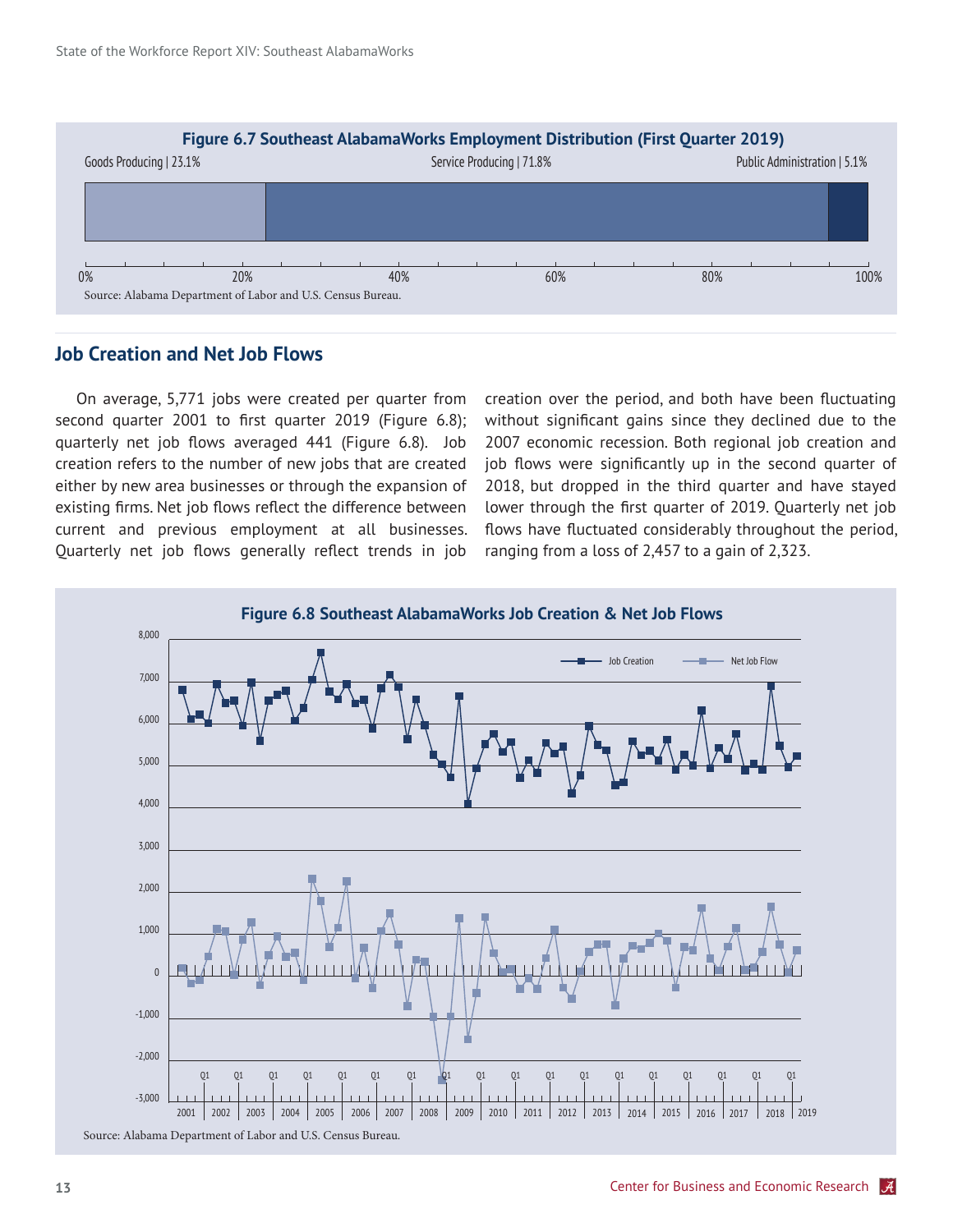**Figure 6.7 Southeast AlabamaWorks Employment Distribution (First Quarter 2019)**

Goods Producing | 23.1% — Service Producing | 71.8% — Public Administration | 5.1%

Source: Alabama Department of Labor and U.S. Census Bureau.

## Job Creation and Net Job Flows

On average, 5,771 jobs were created per quarter from second quarter 2001 to first quarter 2019 (Figure 6.8); quarterly net job flows averaged 441 (Figure 6.8). Job creation refers to the number of new jobs that are created either by new area businesses or through the expansion of existing firms. Net job flows reflect the difference between current and previous employment at all businesses. Quarterly net job flows generally reflect trends in job creation over the period, and both have been fluctuating without significant gains since they declined due to the 2007 economic recession. Both regional job creation and job flows were significantly up in the second quarter of 2018, but dropped in the third quarter and have stayed lower through the first quarter of 2019. Quarterly net job flows have fluctuated considerably throughout the period, ranging from a loss of 2,457 to a gain of 2,323.

**Figure 6.8 Southeast AlabamaWorks Job Creation & Net Job Flows**

Source: Alabama Department of Labor and U.S. Census Bureau.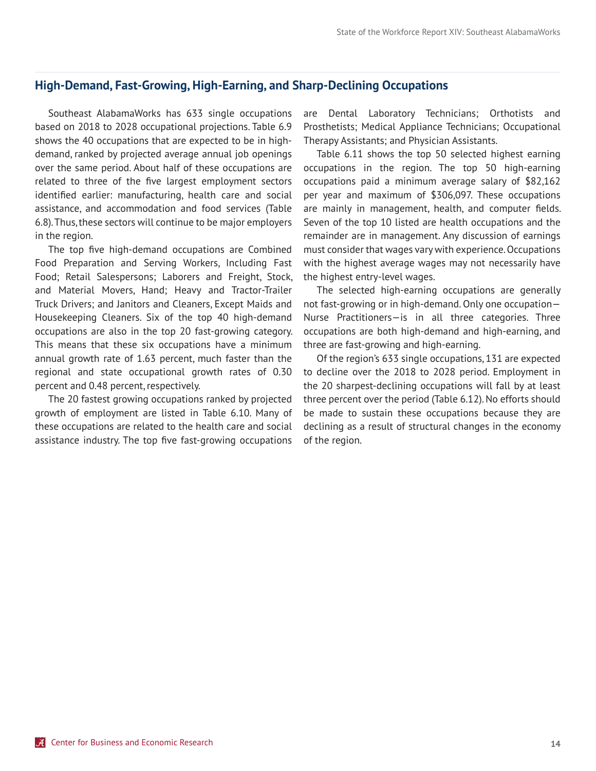## High-Demand, Fast-Growing, High-Earning, and Sharp-Declining Occupations

Southeast AlabamaWorks has 633 single occupations based on 2018 to 2028 occupational projections. Table 6.9 shows the 40 occupations that are expected to be in high-demand, ranked by projected average annual job openings over the same period. About half of these occupations are related to three of the five largest employment sectors identified earlier: manufacturing, health care and social assistance, and accommodation and food services (Table 6.8). Thus, these sectors will continue to be major employers in the region.

The top five high-demand occupations are Combined Food Preparation and Serving Workers, Including Fast Food; Retail Salespersons; Laborers and Freight, Stock, and Material Movers, Hand; Heavy and Tractor-Trailer Truck Drivers; and Janitors and Cleaners, Except Maids and Housekeeping Cleaners. Six of the top 40 high-demand occupations are also in the top 20 fast-growing category. This means that these six occupations have a minimum annual growth rate of 1.63 percent, much faster than the regional and state occupational growth rates of 0.30 percent and 0.48 percent, respectively.

The 20 fastest growing occupations ranked by projected growth of employment are listed in Table 6.10. Many of these occupations are related to the health care and social assistance industry. The top five fast-growing occupations are Dental Laboratory Technicians; Orthotists and Prosthetists; Medical Appliance Technicians; Occupational Therapy Assistants; and Physician Assistants.

Table 6.11 shows the top 50 selected highest earning occupations in the region. The top 50 high-earning occupations paid a minimum average salary of $82,162 per year and maximum of $306,097. These occupations are mainly in management, health, and computer fields. Seven of the top 10 listed are health occupations and the remainder are in management. Any discussion of earnings must consider that wages vary with experience. Occupations with the highest average wages may not necessarily have the highest entry-level wages.

The selected high-earning occupations are generally not fast-growing or in high-demand. Only one occupation—Nurse Practitioners—is in all three categories. Three occupations are both high-demand and high-earning, and three are fast-growing and high-earning.

Of the region's 633 single occupations, 131 are expected to decline over the 2018 to 2028 period. Employment in the 20 sharpest-declining occupations will fall by at least three percent over the period (Table 6.12). No efforts should be made to sustain these occupations because they are declining as a result of structural changes in the economy of the region.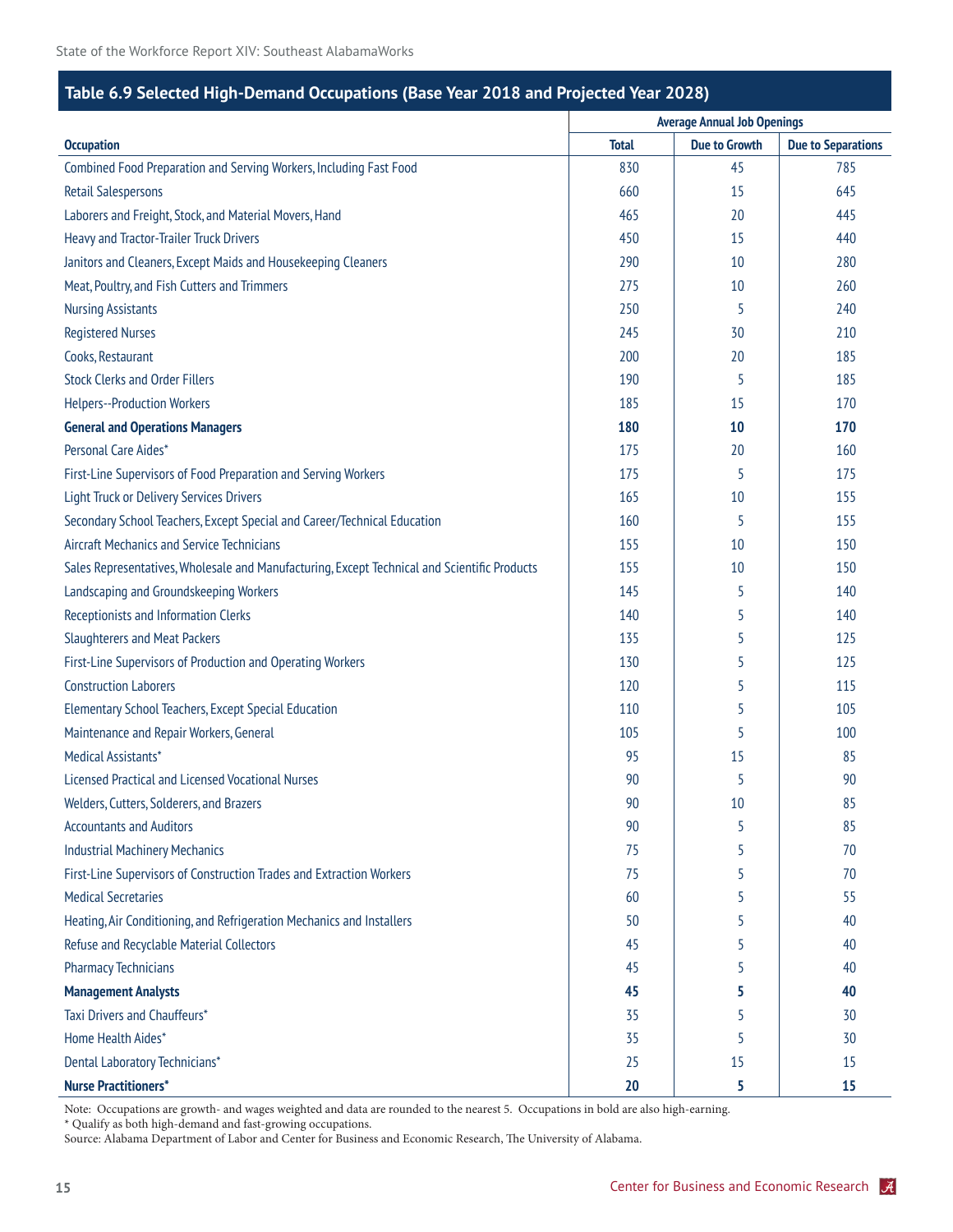## Table 6.9 Selected High-Demand Occupations (Base Year 2018 and Projected Year 2028)

| Occupation | Average Annual Job Openings | | |
|---|---|---|---|
| | Total | Due to Growth | Due to Separations |
| Combined Food Preparation and Serving Workers, Including Fast Food | 830 | 45 | 785 |
| Retail Salespersons | 660 | 15 | 645 |
| Laborers and Freight, Stock, and Material Movers, Hand | 465 | 20 | 445 |
| Heavy and Tractor-Trailer Truck Drivers | 450 | 15 | 440 |
| Janitors and Cleaners, Except Maids and Housekeeping Cleaners | 290 | 10 | 280 |
| Meat, Poultry, and Fish Cutters and Trimmers | 275 | 10 | 260 |
| Nursing Assistants | 250 | 5 | 240 |
| Registered Nurses | 245 | 30 | 210 |
| Cooks, Restaurant | 200 | 20 | 185 |
| Stock Clerks and Order Fillers | 190 | 5 | 185 |
| Helpers--Production Workers | 185 | 15 | 170 |
| **General and Operations Managers** | **180** | **10** | **170** |
| Personal Care Aides* | 175 | 20 | 160 |
| First-Line Supervisors of Food Preparation and Serving Workers | 175 | 5 | 175 |
| Light Truck or Delivery Services Drivers | 165 | 10 | 155 |
| Secondary School Teachers, Except Special and Career/Technical Education | 160 | 5 | 155 |
| Aircraft Mechanics and Service Technicians | 155 | 10 | 150 |
| Sales Representatives, Wholesale and Manufacturing, Except Technical and Scientific Products | 155 | 10 | 150 |
| Landscaping and Groundskeeping Workers | 145 | 5 | 140 |
| Receptionists and Information Clerks | 140 | 5 | 140 |
| Slaughterers and Meat Packers | 135 | 5 | 125 |
| First-Line Supervisors of Production and Operating Workers | 130 | 5 | 125 |
| Construction Laborers | 120 | 5 | 115 |
| Elementary School Teachers, Except Special Education | 110 | 5 | 105 |
| Maintenance and Repair Workers, General | 105 | 5 | 100 |
| Medical Assistants* | 95 | 15 | 85 |
| Licensed Practical and Licensed Vocational Nurses | 90 | 5 | 90 |
| Welders, Cutters, Solderers, and Brazers | 90 | 10 | 85 |
| Accountants and Auditors | 90 | 5 | 85 |
| Industrial Machinery Mechanics | 75 | 5 | 70 |
| First-Line Supervisors of Construction Trades and Extraction Workers | 75 | 5 | 70 |
| Medical Secretaries | 60 | 5 | 55 |
| Heating, Air Conditioning, and Refrigeration Mechanics and Installers | 50 | 5 | 40 |
| Refuse and Recyclable Material Collectors | 45 | 5 | 40 |
| Pharmacy Technicians | 45 | 5 | 40 |
| **Management Analysts** | **45** | **5** | **40** |
| Taxi Drivers and Chauffeurs* | 35 | 5 | 30 |
| Home Health Aides* | 35 | 5 | 30 |
| Dental Laboratory Technicians* | 25 | 15 | 15 |
| **Nurse Practitioners*** | **20** | **5** | **15** |

Note: Occupations are growth- and wages weighted and data are rounded to the nearest 5. Occupations in bold are also high-earning.
\* Qualify as both high-demand and fast-growing occupations.
Source: Alabama Department of Labor and Center for Business and Economic Research, The University of Alabama.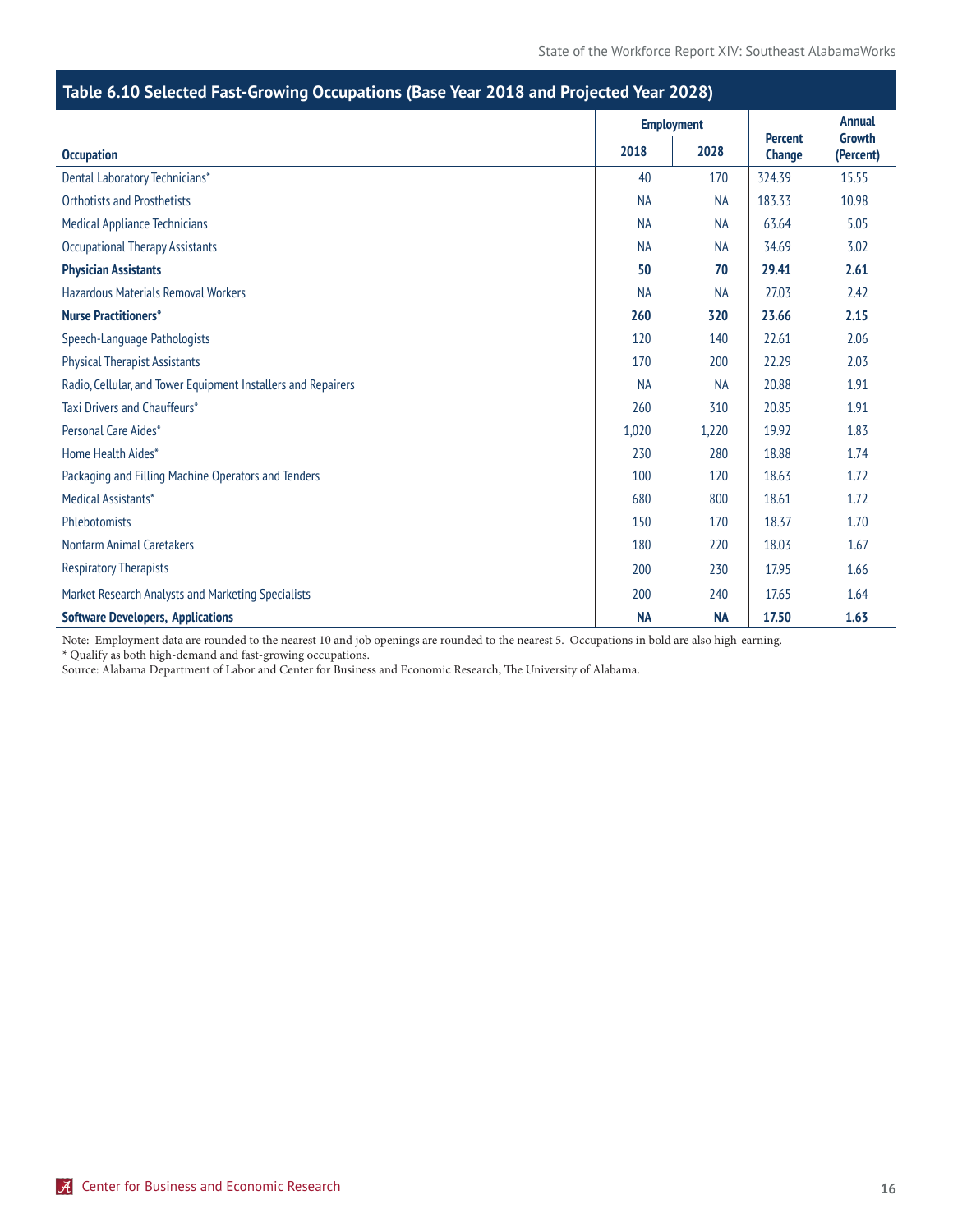## Table 6.10 Selected Fast-Growing Occupations (Base Year 2018 and Projected Year 2028)

| Occupation | Employment | | Percent Change | Annual Growth (Percent) |
|---|---|---|---|---|
| | 2018 | 2028 | | |
| Dental Laboratory Technicians* | 40 | 170 | 324.39 | 15.55 |
| Orthotists and Prosthetists | NA | NA | 183.33 | 10.98 |
| Medical Appliance Technicians | NA | NA | 63.64 | 5.05 |
| Occupational Therapy Assistants | NA | NA | 34.69 | 3.02 |
| **Physician Assistants** | **50** | **70** | **29.41** | **2.61** |
| Hazardous Materials Removal Workers | NA | NA | 27.03 | 2.42 |
| **Nurse Practitioners*** | **260** | **320** | **23.66** | **2.15** |
| Speech-Language Pathologists | 120 | 140 | 22.61 | 2.06 |
| Physical Therapist Assistants | 170 | 200 | 22.29 | 2.03 |
| Radio, Cellular, and Tower Equipment Installers and Repairers | NA | NA | 20.88 | 1.91 |
| Taxi Drivers and Chauffeurs* | 260 | 310 | 20.85 | 1.91 |
| Personal Care Aides* | 1,020 | 1,220 | 19.92 | 1.83 |
| Home Health Aides* | 230 | 280 | 18.88 | 1.74 |
| Packaging and Filling Machine Operators and Tenders | 100 | 120 | 18.63 | 1.72 |
| Medical Assistants* | 680 | 800 | 18.61 | 1.72 |
| Phlebotomists | 150 | 170 | 18.37 | 1.70 |
| Nonfarm Animal Caretakers | 180 | 220 | 18.03 | 1.67 |
| Respiratory Therapists | 200 | 230 | 17.95 | 1.66 |
| Market Research Analysts and Marketing Specialists | 200 | 240 | 17.65 | 1.64 |
| **Software Developers, Applications** | **NA** | **NA** | **17.50** | **1.63** |

Note: Employment data are rounded to the nearest 10 and job openings are rounded to the nearest 5. Occupations in bold are also high-earning.
* Qualify as both high-demand and fast-growing occupations.
Source: Alabama Department of Labor and Center for Business and Economic Research, The University of Alabama.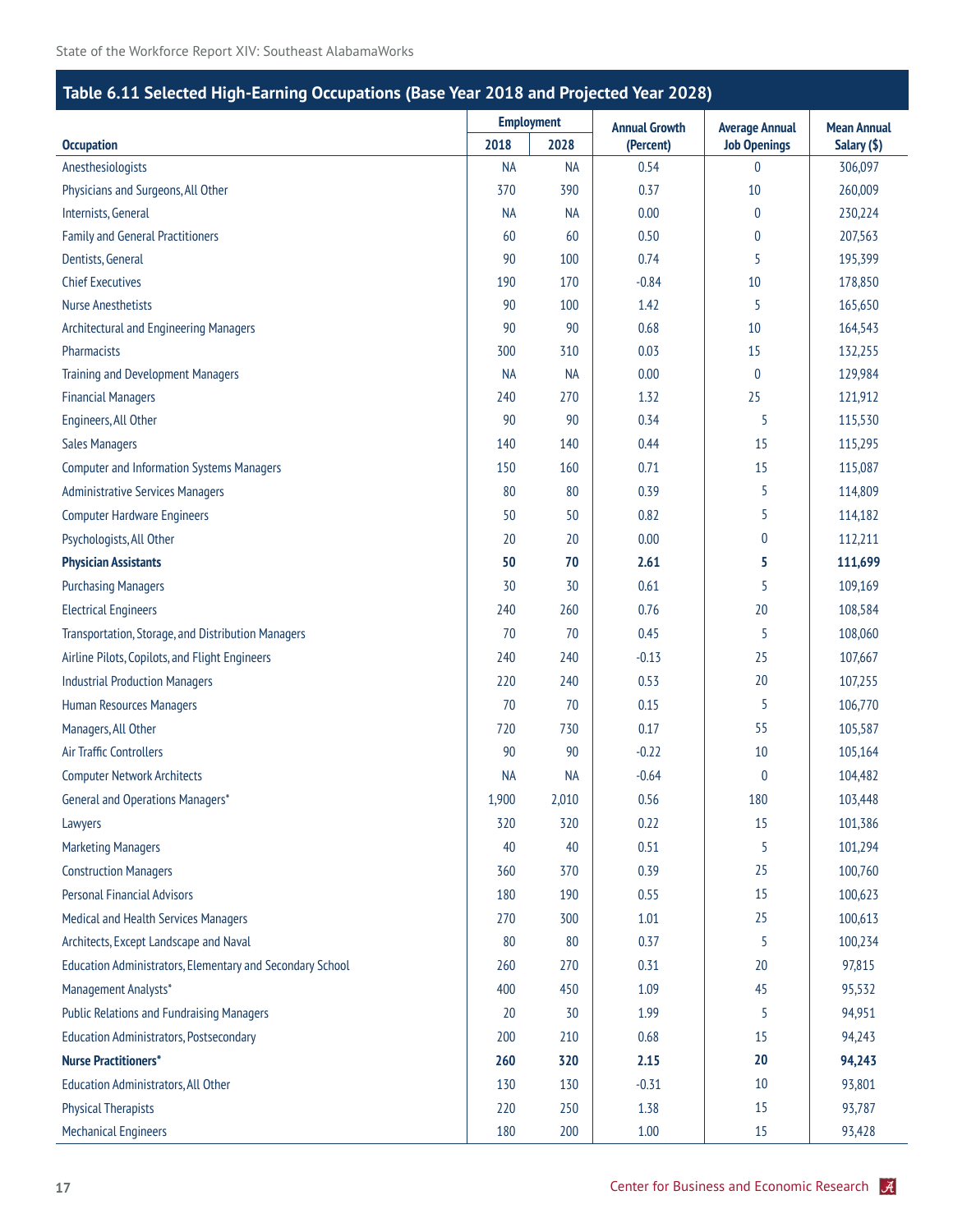## Table 6.11 Selected High-Earning Occupations (Base Year 2018 and Projected Year 2028)

| Occupation | Employment 2018 | Employment 2028 | Annual Growth (Percent) | Average Annual Job Openings | Mean Annual Salary ($) |
|---|---|---|---|---|---|
| Anesthesiologists | NA | NA | 0.54 | 0 | 306,097 |
| Physicians and Surgeons, All Other | 370 | 390 | 0.37 | 10 | 260,009 |
| Internists, General | NA | NA | 0.00 | 0 | 230,224 |
| Family and General Practitioners | 60 | 60 | 0.50 | 0 | 207,563 |
| Dentists, General | 90 | 100 | 0.74 | 5 | 195,399 |
| Chief Executives | 190 | 170 | -0.84 | 10 | 178,850 |
| Nurse Anesthetists | 90 | 100 | 1.42 | 5 | 165,650 |
| Architectural and Engineering Managers | 90 | 90 | 0.68 | 10 | 164,543 |
| Pharmacists | 300 | 310 | 0.03 | 15 | 132,255 |
| Training and Development Managers | NA | NA | 0.00 | 0 | 129,984 |
| Financial Managers | 240 | 270 | 1.32 | 25 | 121,912 |
| Engineers, All Other | 90 | 90 | 0.34 | 5 | 115,530 |
| Sales Managers | 140 | 140 | 0.44 | 15 | 115,295 |
| Computer and Information Systems Managers | 150 | 160 | 0.71 | 15 | 115,087 |
| Administrative Services Managers | 80 | 80 | 0.39 | 5 | 114,809 |
| Computer Hardware Engineers | 50 | 50 | 0.82 | 5 | 114,182 |
| Psychologists, All Other | 20 | 20 | 0.00 | 0 | 112,211 |
| **Physician Assistants** | **50** | **70** | **2.61** | **5** | **111,699** |
| Purchasing Managers | 30 | 30 | 0.61 | 5 | 109,169 |
| Electrical Engineers | 240 | 260 | 0.76 | 20 | 108,584 |
| Transportation, Storage, and Distribution Managers | 70 | 70 | 0.45 | 5 | 108,060 |
| Airline Pilots, Copilots, and Flight Engineers | 240 | 240 | -0.13 | 25 | 107,667 |
| Industrial Production Managers | 220 | 240 | 0.53 | 20 | 107,255 |
| Human Resources Managers | 70 | 70 | 0.15 | 5 | 106,770 |
| Managers, All Other | 720 | 730 | 0.17 | 55 | 105,587 |
| Air Traffic Controllers | 90 | 90 | -0.22 | 10 | 105,164 |
| Computer Network Architects | NA | NA | -0.64 | 0 | 104,482 |
| General and Operations Managers* | 1,900 | 2,010 | 0.56 | 180 | 103,448 |
| Lawyers | 320 | 320 | 0.22 | 15 | 101,386 |
| Marketing Managers | 40 | 40 | 0.51 | 5 | 101,294 |
| Construction Managers | 360 | 370 | 0.39 | 25 | 100,760 |
| Personal Financial Advisors | 180 | 190 | 0.55 | 15 | 100,623 |
| Medical and Health Services Managers | 270 | 300 | 1.01 | 25 | 100,613 |
| Architects, Except Landscape and Naval | 80 | 80 | 0.37 | 5 | 100,234 |
| Education Administrators, Elementary and Secondary School | 260 | 270 | 0.31 | 20 | 97,815 |
| Management Analysts* | 400 | 450 | 1.09 | 45 | 95,532 |
| Public Relations and Fundraising Managers | 20 | 30 | 1.99 | 5 | 94,951 |
| Education Administrators, Postsecondary | 200 | 210 | 0.68 | 15 | 94,243 |
| **Nurse Practitioners*** | **260** | **320** | **2.15** | **20** | **94,243** |
| Education Administrators, All Other | 130 | 130 | -0.31 | 10 | 93,801 |
| Physical Therapists | 220 | 250 | 1.38 | 15 | 93,787 |
| Mechanical Engineers | 180 | 200 | 1.00 | 15 | 93,428 |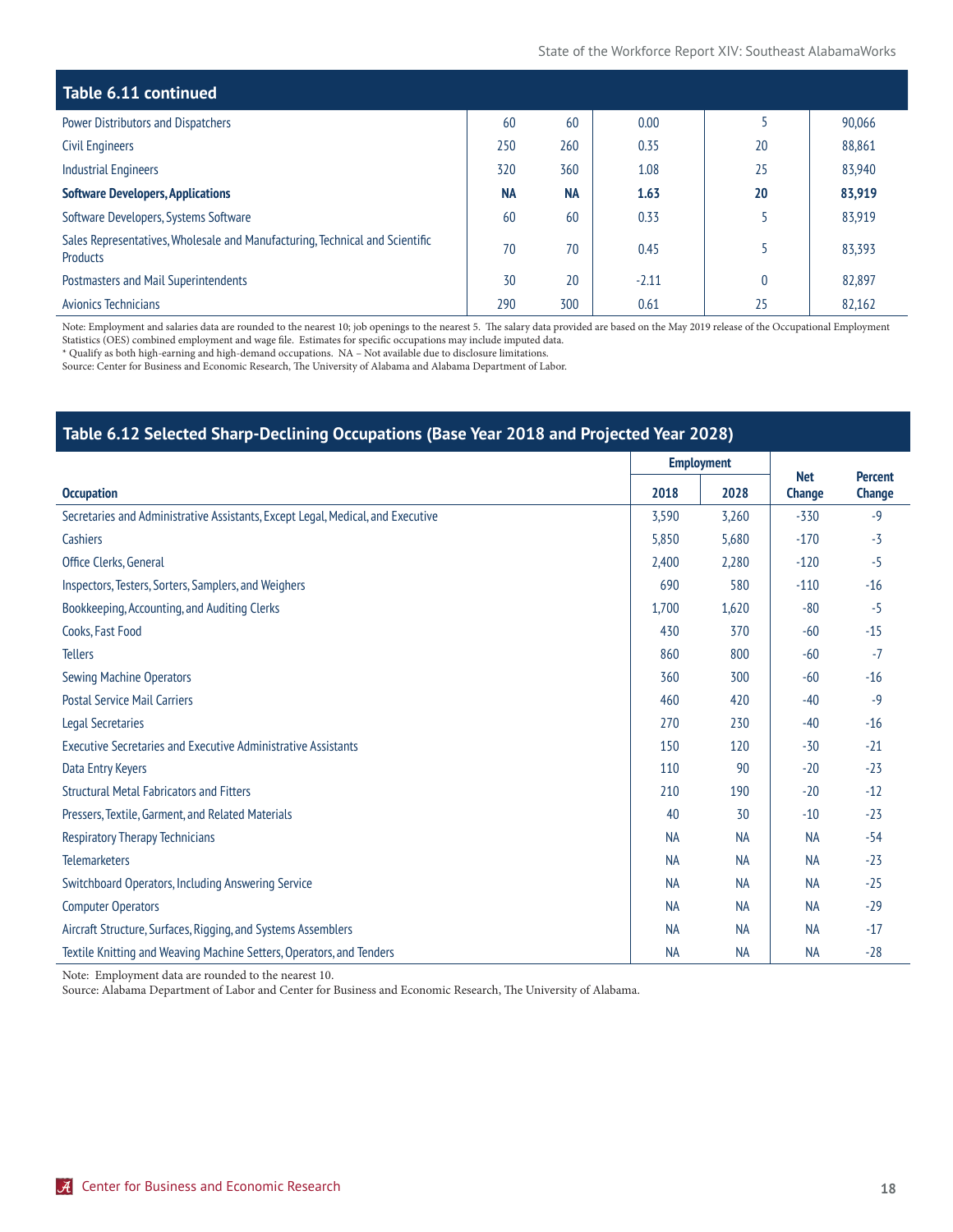## Table 6.11 continued

| | | | | | |
|---|---|---|---|---|---|
| Power Distributors and Dispatchers | 60 | 60 | 0.00 | 5 | 90,066 |
| Civil Engineers | 250 | 260 | 0.35 | 20 | 88,861 |
| Industrial Engineers | 320 | 360 | 1.08 | 25 | 83,940 |
| **Software Developers, Applications** | **NA** | **NA** | **1.63** | **20** | **83,919** |
| Software Developers, Systems Software | 60 | 60 | 0.33 | 5 | 83,919 |
| Sales Representatives, Wholesale and Manufacturing, Technical and Scientific Products | 70 | 70 | 0.45 | 5 | 83,393 |
| Postmasters and Mail Superintendents | 30 | 20 | -2.11 | 0 | 82,897 |
| Avionics Technicians | 290 | 300 | 0.61 | 25 | 82,162 |

Note: Employment and salaries data are rounded to the nearest 10; job openings to the nearest 5. The salary data provided are based on the May 2019 release of the Occupational Employment Statistics (OES) combined employment and wage file. Estimates for specific occupations may include imputed data.
* Qualify as both high-earning and high-demand occupations. NA – Not available due to disclosure limitations.
Source: Center for Business and Economic Research, The University of Alabama and Alabama Department of Labor.

## Table 6.12 Selected Sharp-Declining Occupations (Base Year 2018 and Projected Year 2028)

| | Employment | | | |
|---|---|---|---|---|
| **Occupation** | **2018** | **2028** | **Net Change** | **Percent Change** |
| Secretaries and Administrative Assistants, Except Legal, Medical, and Executive | 3,590 | 3,260 | -330 | -9 |
| Cashiers | 5,850 | 5,680 | -170 | -3 |
| Office Clerks, General | 2,400 | 2,280 | -120 | -5 |
| Inspectors, Testers, Sorters, Samplers, and Weighers | 690 | 580 | -110 | -16 |
| Bookkeeping, Accounting, and Auditing Clerks | 1,700 | 1,620 | -80 | -5 |
| Cooks, Fast Food | 430 | 370 | -60 | -15 |
| Tellers | 860 | 800 | -60 | -7 |
| Sewing Machine Operators | 360 | 300 | -60 | -16 |
| Postal Service Mail Carriers | 460 | 420 | -40 | -9 |
| Legal Secretaries | 270 | 230 | -40 | -16 |
| Executive Secretaries and Executive Administrative Assistants | 150 | 120 | -30 | -21 |
| Data Entry Keyers | 110 | 90 | -20 | -23 |
| Structural Metal Fabricators and Fitters | 210 | 190 | -20 | -12 |
| Pressers, Textile, Garment, and Related Materials | 40 | 30 | -10 | -23 |
| Respiratory Therapy Technicians | NA | NA | NA | -54 |
| Telemarketers | NA | NA | NA | -23 |
| Switchboard Operators, Including Answering Service | NA | NA | NA | -25 |
| Computer Operators | NA | NA | NA | -29 |
| Aircraft Structure, Surfaces, Rigging, and Systems Assemblers | NA | NA | NA | -17 |
| Textile Knitting and Weaving Machine Setters, Operators, and Tenders | NA | NA | NA | -28 |

Note: Employment data are rounded to the nearest 10.
Source: Alabama Department of Labor and Center for Business and Economic Research, The University of Alabama.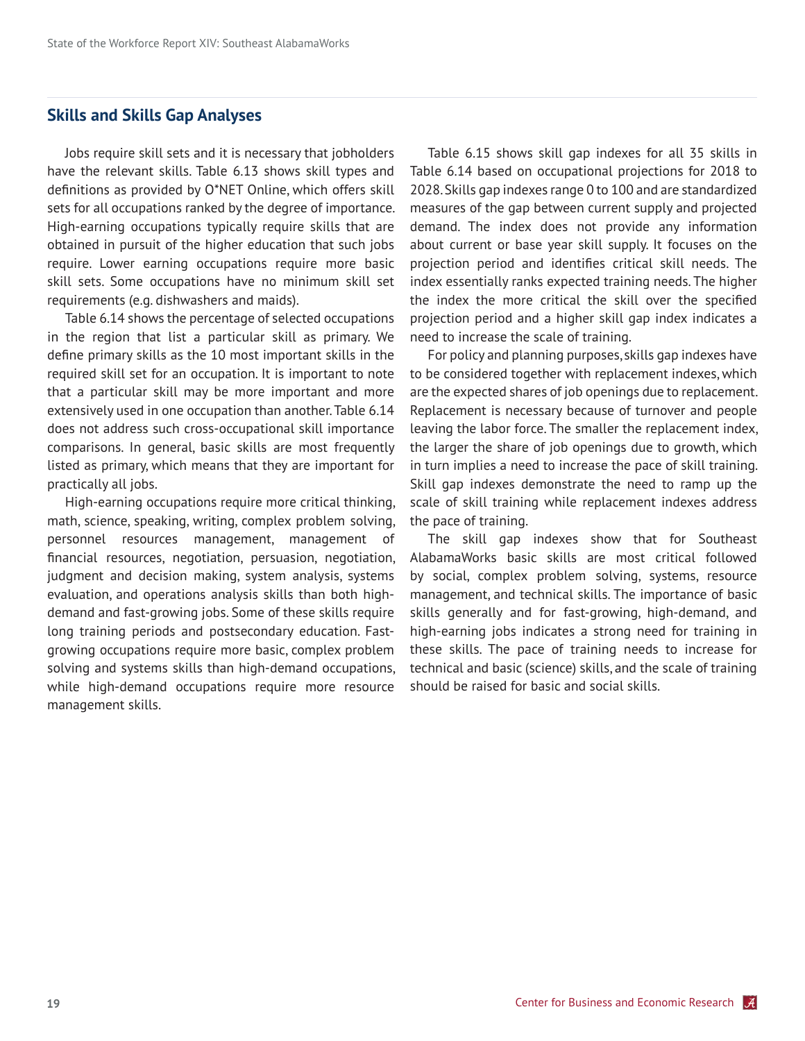## Skills and Skills Gap Analyses

Jobs require skill sets and it is necessary that jobholders have the relevant skills. Table 6.13 shows skill types and definitions as provided by O*NET Online, which offers skill sets for all occupations ranked by the degree of importance. High-earning occupations typically require skills that are obtained in pursuit of the higher education that such jobs require. Lower earning occupations require more basic skill sets. Some occupations have no minimum skill set requirements (e.g. dishwashers and maids).

Table 6.14 shows the percentage of selected occupations in the region that list a particular skill as primary. We define primary skills as the 10 most important skills in the required skill set for an occupation. It is important to note that a particular skill may be more important and more extensively used in one occupation than another. Table 6.14 does not address such cross-occupational skill importance comparisons. In general, basic skills are most frequently listed as primary, which means that they are important for practically all jobs.

High-earning occupations require more critical thinking, math, science, speaking, writing, complex problem solving, personnel resources management, management of financial resources, negotiation, persuasion, negotiation, judgment and decision making, system analysis, systems evaluation, and operations analysis skills than both high-demand and fast-growing jobs. Some of these skills require long training periods and postsecondary education. Fast-growing occupations require more basic, complex problem solving and systems skills than high-demand occupations, while high-demand occupations require more resource management skills.

Table 6.15 shows skill gap indexes for all 35 skills in Table 6.14 based on occupational projections for 2018 to 2028. Skills gap indexes range 0 to 100 and are standardized measures of the gap between current supply and projected demand. The index does not provide any information about current or base year skill supply. It focuses on the projection period and identifies critical skill needs. The index essentially ranks expected training needs. The higher the index the more critical the skill over the specified projection period and a higher skill gap index indicates a need to increase the scale of training.

For policy and planning purposes, skills gap indexes have to be considered together with replacement indexes, which are the expected shares of job openings due to replacement. Replacement is necessary because of turnover and people leaving the labor force. The smaller the replacement index, the larger the share of job openings due to growth, which in turn implies a need to increase the pace of skill training. Skill gap indexes demonstrate the need to ramp up the scale of skill training while replacement indexes address the pace of training.

The skill gap indexes show that for Southeast AlabamaWorks basic skills are most critical followed by social, complex problem solving, systems, resource management, and technical skills. The importance of basic skills generally and for fast-growing, high-demand, and high-earning jobs indicates a strong need for training in these skills. The pace of training needs to increase for technical and basic (science) skills, and the scale of training should be raised for basic and social skills.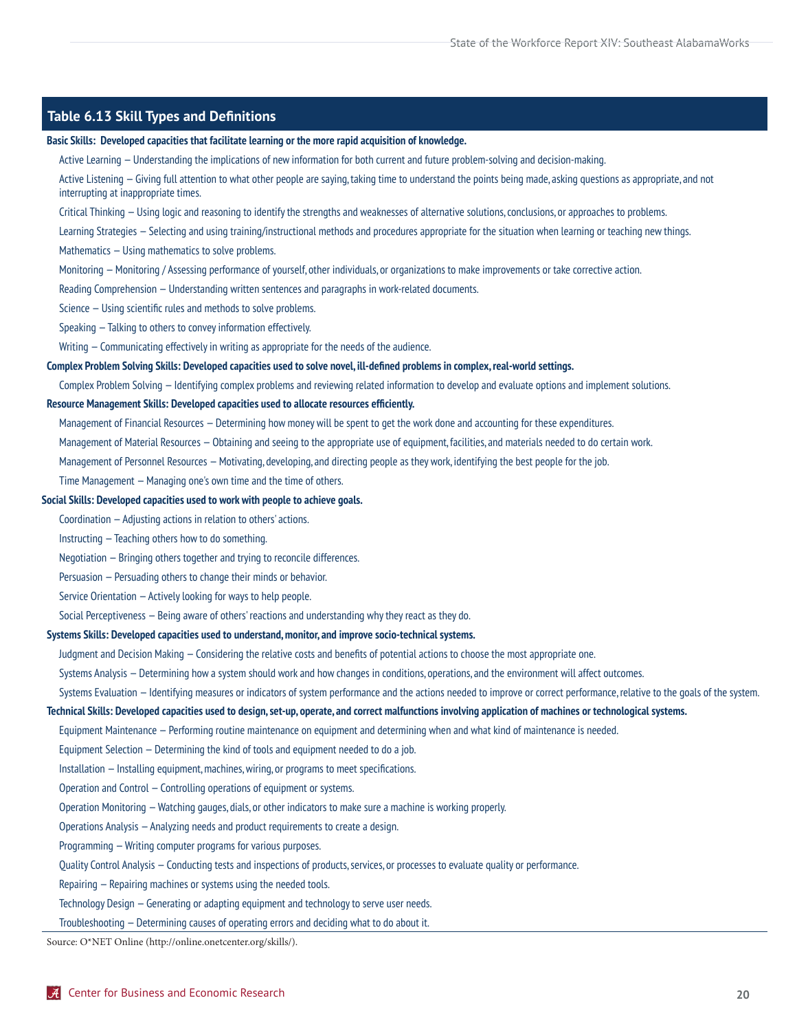## Table 6.13 Skill Types and Definitions

**Basic Skills: Developed capacities that facilitate learning or the more rapid acquisition of knowledge.**

Active Learning – Understanding the implications of new information for both current and future problem-solving and decision-making.

Active Listening – Giving full attention to what other people are saying, taking time to understand the points being made, asking questions as appropriate, and not interrupting at inappropriate times.

Critical Thinking – Using logic and reasoning to identify the strengths and weaknesses of alternative solutions, conclusions, or approaches to problems.

Learning Strategies – Selecting and using training/instructional methods and procedures appropriate for the situation when learning or teaching new things.

Mathematics – Using mathematics to solve problems.

Monitoring – Monitoring / Assessing performance of yourself, other individuals, or organizations to make improvements or take corrective action.

Reading Comprehension – Understanding written sentences and paragraphs in work-related documents.

Science – Using scientific rules and methods to solve problems.

Speaking – Talking to others to convey information effectively.

Writing – Communicating effectively in writing as appropriate for the needs of the audience.

**Complex Problem Solving Skills: Developed capacities used to solve novel, ill-defined problems in complex, real-world settings.**

Complex Problem Solving – Identifying complex problems and reviewing related information to develop and evaluate options and implement solutions.

**Resource Management Skills: Developed capacities used to allocate resources efficiently.**

Management of Financial Resources – Determining how money will be spent to get the work done and accounting for these expenditures.

Management of Material Resources – Obtaining and seeing to the appropriate use of equipment, facilities, and materials needed to do certain work.

Management of Personnel Resources – Motivating, developing, and directing people as they work, identifying the best people for the job.

Time Management – Managing one's own time and the time of others.

**Social Skills: Developed capacities used to work with people to achieve goals.**

Coordination – Adjusting actions in relation to others' actions.

Instructing – Teaching others how to do something.

Negotiation – Bringing others together and trying to reconcile differences.

Persuasion – Persuading others to change their minds or behavior.

Service Orientation – Actively looking for ways to help people.

Social Perceptiveness – Being aware of others' reactions and understanding why they react as they do.

**Systems Skills: Developed capacities used to understand, monitor, and improve socio-technical systems.**

Judgment and Decision Making – Considering the relative costs and benefits of potential actions to choose the most appropriate one.

Systems Analysis – Determining how a system should work and how changes in conditions, operations, and the environment will affect outcomes.

Systems Evaluation – Identifying measures or indicators of system performance and the actions needed to improve or correct performance, relative to the goals of the system.

**Technical Skills: Developed capacities used to design, set-up, operate, and correct malfunctions involving application of machines or technological systems.**

Equipment Maintenance – Performing routine maintenance on equipment and determining when and what kind of maintenance is needed.

Equipment Selection – Determining the kind of tools and equipment needed to do a job.

Installation – Installing equipment, machines, wiring, or programs to meet specifications.

Operation and Control – Controlling operations of equipment or systems.

Operation Monitoring – Watching gauges, dials, or other indicators to make sure a machine is working properly.

Operations Analysis – Analyzing needs and product requirements to create a design.

Programming – Writing computer programs for various purposes.

Quality Control Analysis – Conducting tests and inspections of products, services, or processes to evaluate quality or performance.

Repairing – Repairing machines or systems using the needed tools.

Technology Design – Generating or adapting equipment and technology to serve user needs.

Troubleshooting – Determining causes of operating errors and deciding what to do about it.

Source: O*NET Online (http://online.onetcenter.org/skills/).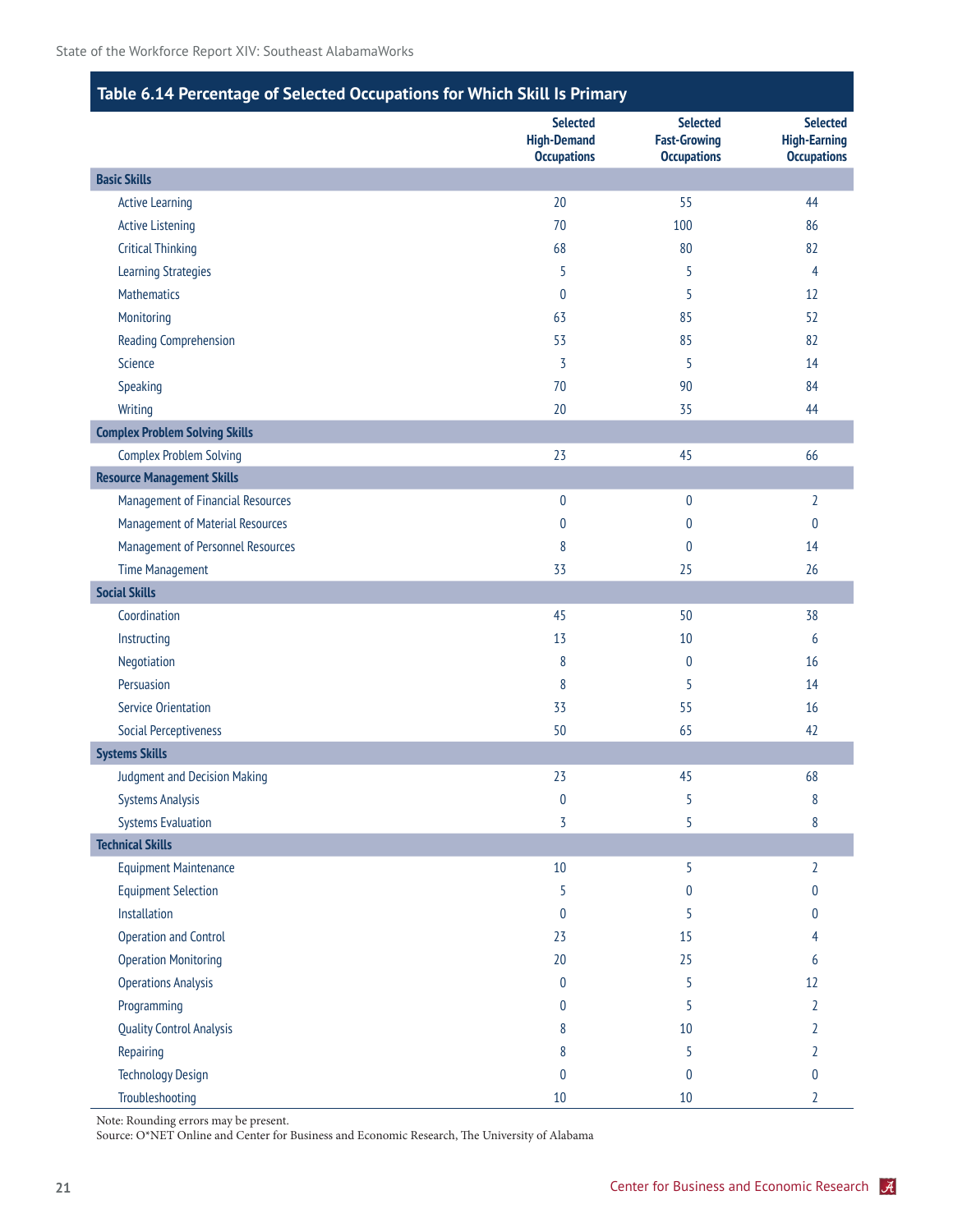## Table 6.14 Percentage of Selected Occupations for Which Skill Is Primary

| | Selected High-Demand Occupations | Selected Fast-Growing Occupations | Selected High-Earning Occupations |
|---|---|---|---|
| **Basic Skills** | | | |
| Active Learning | 20 | 55 | 44 |
| Active Listening | 70 | 100 | 86 |
| Critical Thinking | 68 | 80 | 82 |
| Learning Strategies | 5 | 5 | 4 |
| Mathematics | 0 | 5 | 12 |
| Monitoring | 63 | 85 | 52 |
| Reading Comprehension | 53 | 85 | 82 |
| Science | 3 | 5 | 14 |
| Speaking | 70 | 90 | 84 |
| Writing | 20 | 35 | 44 |
| **Complex Problem Solving Skills** | | | |
| Complex Problem Solving | 23 | 45 | 66 |
| **Resource Management Skills** | | | |
| Management of Financial Resources | 0 | 0 | 2 |
| Management of Material Resources | 0 | 0 | 0 |
| Management of Personnel Resources | 8 | 0 | 14 |
| Time Management | 33 | 25 | 26 |
| **Social Skills** | | | |
| Coordination | 45 | 50 | 38 |
| Instructing | 13 | 10 | 6 |
| Negotiation | 8 | 0 | 16 |
| Persuasion | 8 | 5 | 14 |
| Service Orientation | 33 | 55 | 16 |
| Social Perceptiveness | 50 | 65 | 42 |
| **Systems Skills** | | | |
| Judgment and Decision Making | 23 | 45 | 68 |
| Systems Analysis | 0 | 5 | 8 |
| Systems Evaluation | 3 | 5 | 8 |
| **Technical Skills** | | | |
| Equipment Maintenance | 10 | 5 | 2 |
| Equipment Selection | 5 | 0 | 0 |
| Installation | 0 | 5 | 0 |
| Operation and Control | 23 | 15 | 4 |
| Operation Monitoring | 20 | 25 | 6 |
| Operations Analysis | 0 | 5 | 12 |
| Programming | 0 | 5 | 2 |
| Quality Control Analysis | 8 | 10 | 2 |
| Repairing | 8 | 5 | 2 |
| Technology Design | 0 | 0 | 0 |
| Troubleshooting | 10 | 10 | 2 |

Note: Rounding errors may be present.
Source: O*NET Online and Center for Business and Economic Research, The University of Alabama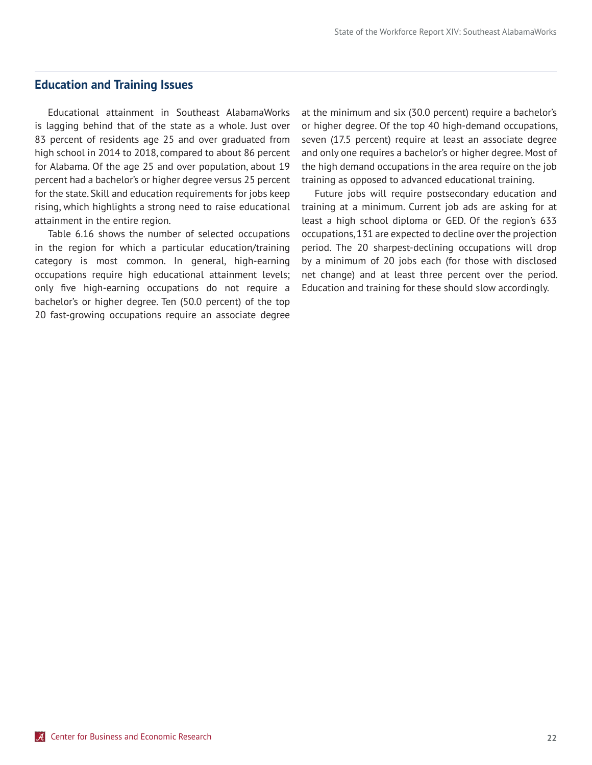## Education and Training Issues

Educational attainment in Southeast AlabamaWorks is lagging behind that of the state as a whole. Just over 83 percent of residents age 25 and over graduated from high school in 2014 to 2018, compared to about 86 percent for Alabama. Of the age 25 and over population, about 19 percent had a bachelor's or higher degree versus 25 percent for the state. Skill and education requirements for jobs keep rising, which highlights a strong need to raise educational attainment in the entire region.

Table 6.16 shows the number of selected occupations in the region for which a particular education/training category is most common. In general, high-earning occupations require high educational attainment levels; only five high-earning occupations do not require a bachelor's or higher degree. Ten (50.0 percent) of the top 20 fast-growing occupations require an associate degree at the minimum and six (30.0 percent) require a bachelor's or higher degree. Of the top 40 high-demand occupations, seven (17.5 percent) require at least an associate degree and only one requires a bachelor's or higher degree. Most of the high demand occupations in the area require on the job training as opposed to advanced educational training.

Future jobs will require postsecondary education and training at a minimum. Current job ads are asking for at least a high school diploma or GED. Of the region's 633 occupations, 131 are expected to decline over the projection period. The 20 sharpest-declining occupations will drop by a minimum of 20 jobs each (for those with disclosed net change) and at least three percent over the period. Education and training for these should slow accordingly.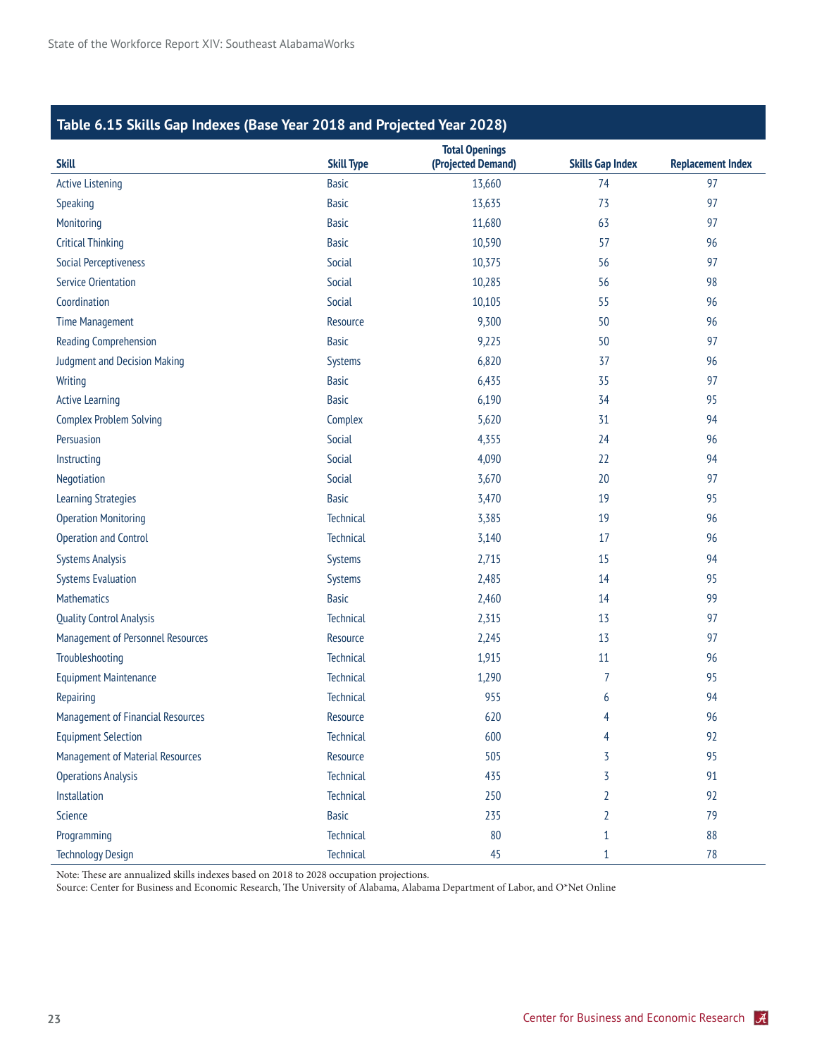## Table 6.15 Skills Gap Indexes (Base Year 2018 and Projected Year 2028)

| Skill | Skill Type | Total Openings (Projected Demand) | Skills Gap Index | Replacement Index |
|---|---|---|---|---|
| Active Listening | Basic | 13,660 | 74 | 97 |
| Speaking | Basic | 13,635 | 73 | 97 |
| Monitoring | Basic | 11,680 | 63 | 97 |
| Critical Thinking | Basic | 10,590 | 57 | 96 |
| Social Perceptiveness | Social | 10,375 | 56 | 97 |
| Service Orientation | Social | 10,285 | 56 | 98 |
| Coordination | Social | 10,105 | 55 | 96 |
| Time Management | Resource | 9,300 | 50 | 96 |
| Reading Comprehension | Basic | 9,225 | 50 | 97 |
| Judgment and Decision Making | Systems | 6,820 | 37 | 96 |
| Writing | Basic | 6,435 | 35 | 97 |
| Active Learning | Basic | 6,190 | 34 | 95 |
| Complex Problem Solving | Complex | 5,620 | 31 | 94 |
| Persuasion | Social | 4,355 | 24 | 96 |
| Instructing | Social | 4,090 | 22 | 94 |
| Negotiation | Social | 3,670 | 20 | 97 |
| Learning Strategies | Basic | 3,470 | 19 | 95 |
| Operation Monitoring | Technical | 3,385 | 19 | 96 |
| Operation and Control | Technical | 3,140 | 17 | 96 |
| Systems Analysis | Systems | 2,715 | 15 | 94 |
| Systems Evaluation | Systems | 2,485 | 14 | 95 |
| Mathematics | Basic | 2,460 | 14 | 99 |
| Quality Control Analysis | Technical | 2,315 | 13 | 97 |
| Management of Personnel Resources | Resource | 2,245 | 13 | 97 |
| Troubleshooting | Technical | 1,915 | 11 | 96 |
| Equipment Maintenance | Technical | 1,290 | 7 | 95 |
| Repairing | Technical | 955 | 6 | 94 |
| Management of Financial Resources | Resource | 620 | 4 | 96 |
| Equipment Selection | Technical | 600 | 4 | 92 |
| Management of Material Resources | Resource | 505 | 3 | 95 |
| Operations Analysis | Technical | 435 | 3 | 91 |
| Installation | Technical | 250 | 2 | 92 |
| Science | Basic | 235 | 2 | 79 |
| Programming | Technical | 80 | 1 | 88 |
| Technology Design | Technical | 45 | 1 | 78 |

Note: These are annualized skills indexes based on 2018 to 2028 occupation projections.
Source: Center for Business and Economic Research, The University of Alabama, Alabama Department of Labor, and O*Net Online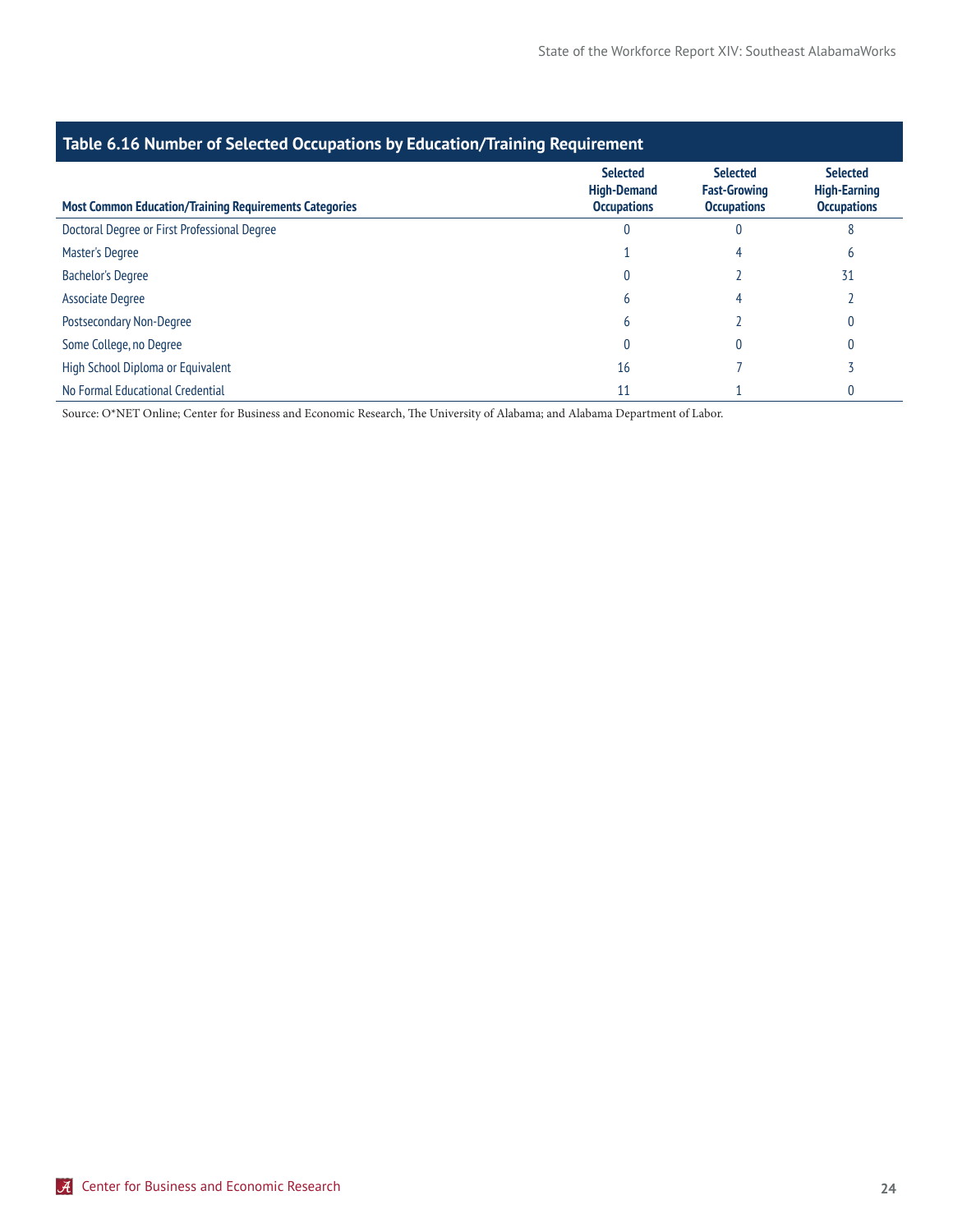## Table 6.16 Number of Selected Occupations by Education/Training Requirement

| Most Common Education/Training Requirements Categories | Selected High-Demand Occupations | Selected Fast-Growing Occupations | Selected High-Earning Occupations |
|---|---|---|---|
| Doctoral Degree or First Professional Degree | 0 | 0 | 8 |
| Master's Degree | 1 | 4 | 6 |
| Bachelor's Degree | 0 | 2 | 31 |
| Associate Degree | 6 | 4 | 2 |
| Postsecondary Non-Degree | 6 | 2 | 0 |
| Some College, no Degree | 0 | 0 | 0 |
| High School Diploma or Equivalent | 16 | 7 | 3 |
| No Formal Educational Credential | 11 | 1 | 0 |

Source: O*NET Online; Center for Business and Economic Research, The University of Alabama; and Alabama Department of Labor.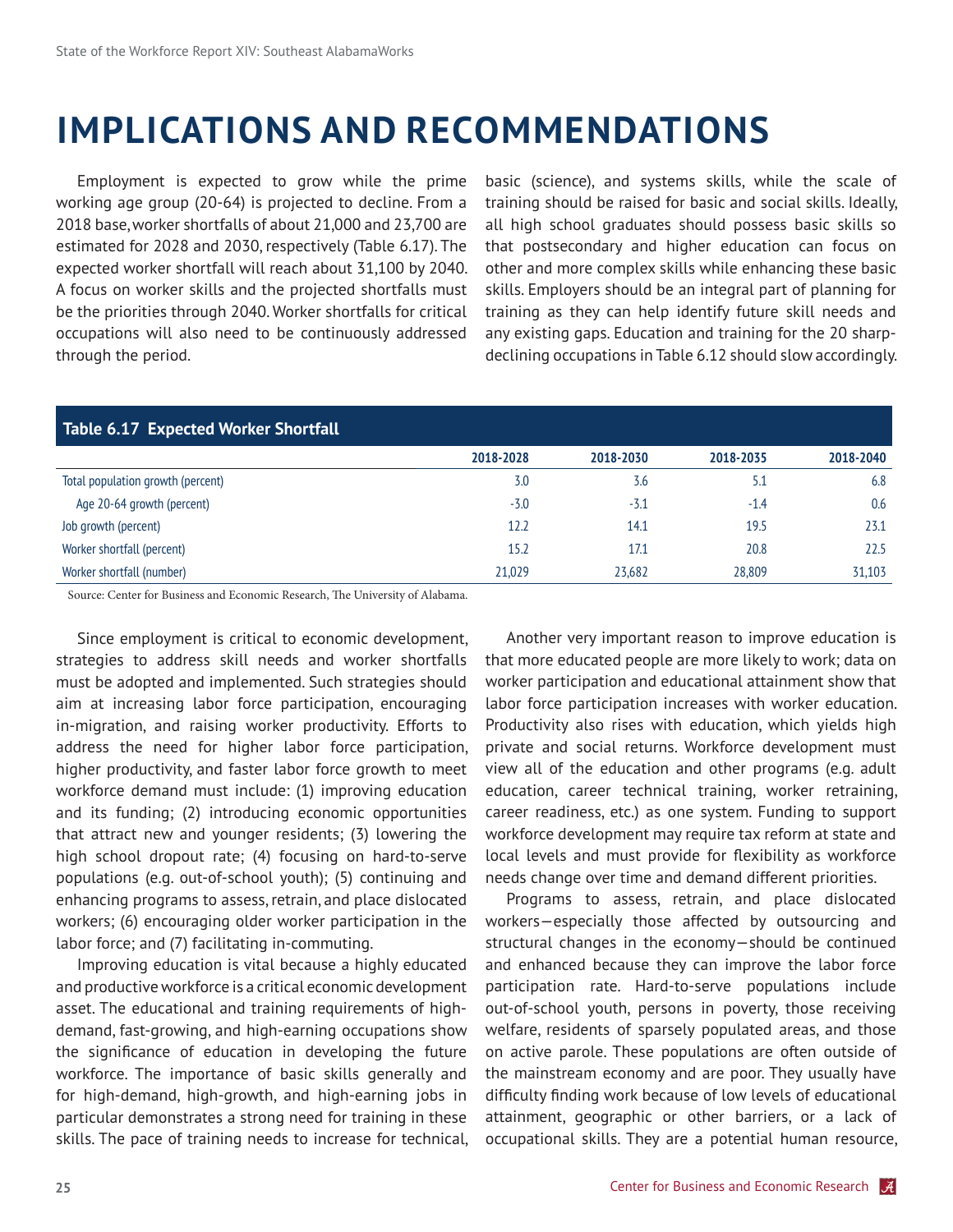# IMPLICATIONS AND RECOMMENDATIONS

Employment is expected to grow while the prime working age group (20-64) is projected to decline. From a 2018 base, worker shortfalls of about 21,000 and 23,700 are estimated for 2028 and 2030, respectively (Table 6.17). The expected worker shortfall will reach about 31,100 by 2040. A focus on worker skills and the projected shortfalls must be the priorities through 2040. Worker shortfalls for critical occupations will also need to be continuously addressed through the period.

**Table 6.17 Expected Worker Shortfall**

| | 2018-2028 | 2018-2030 | 2018-2035 | 2018-2040 |
|---|---|---|---|---|
| Total population growth (percent) | 3.0 | 3.6 | 5.1 | 6.8 |
| Age 20-64 growth (percent) | -3.0 | -3.1 | -1.4 | 0.6 |
| Job growth (percent) | 12.2 | 14.1 | 19.5 | 23.1 |
| Worker shortfall (percent) | 15.2 | 17.1 | 20.8 | 22.5 |
| Worker shortfall (number) | 21,029 | 23,682 | 28,809 | 31,103 |

Source: Center for Business and Economic Research, The University of Alabama.

Since employment is critical to economic development, strategies to address skill needs and worker shortfalls must be adopted and implemented. Such strategies should aim at increasing labor force participation, encouraging in-migration, and raising worker productivity. Efforts to address the need for higher labor force participation, higher productivity, and faster labor force growth to meet workforce demand must include: (1) improving education and its funding; (2) introducing economic opportunities that attract new and younger residents; (3) lowering the high school dropout rate; (4) focusing on hard-to-serve populations (e.g. out-of-school youth); (5) continuing and enhancing programs to assess, retrain, and place dislocated workers; (6) encouraging older worker participation in the labor force; and (7) facilitating in-commuting.

Improving education is vital because a highly educated and productive workforce is a critical economic development asset. The educational and training requirements of high-demand, fast-growing, and high-earning occupations show the significance of education in developing the future workforce. The importance of basic skills generally and for high-demand, high-growth, and high-earning jobs in particular demonstrates a strong need for training in these skills. The pace of training needs to increase for technical, basic (science), and systems skills, while the scale of training should be raised for basic and social skills. Ideally, all high school graduates should possess basic skills so that postsecondary and higher education can focus on other and more complex skills while enhancing these basic skills. Employers should be an integral part of planning for training as they can help identify future skill needs and any existing gaps. Education and training for the 20 sharp-declining occupations in Table 6.12 should slow accordingly.

Another very important reason to improve education is that more educated people are more likely to work; data on worker participation and educational attainment show that labor force participation increases with worker education. Productivity also rises with education, which yields high private and social returns. Workforce development must view all of the education and other programs (e.g. adult education, career technical training, worker retraining, career readiness, etc.) as one system. Funding to support workforce development may require tax reform at state and local levels and must provide for flexibility as workforce needs change over time and demand different priorities.

Programs to assess, retrain, and place dislocated workers—especially those affected by outsourcing and structural changes in the economy—should be continued and enhanced because they can improve the labor force participation rate. Hard-to-serve populations include out-of-school youth, persons in poverty, those receiving welfare, residents of sparsely populated areas, and those on active parole. These populations are often outside of the mainstream economy and are poor. They usually have difficulty finding work because of low levels of educational attainment, geographic or other barriers, or a lack of occupational skills. They are a potential human resource,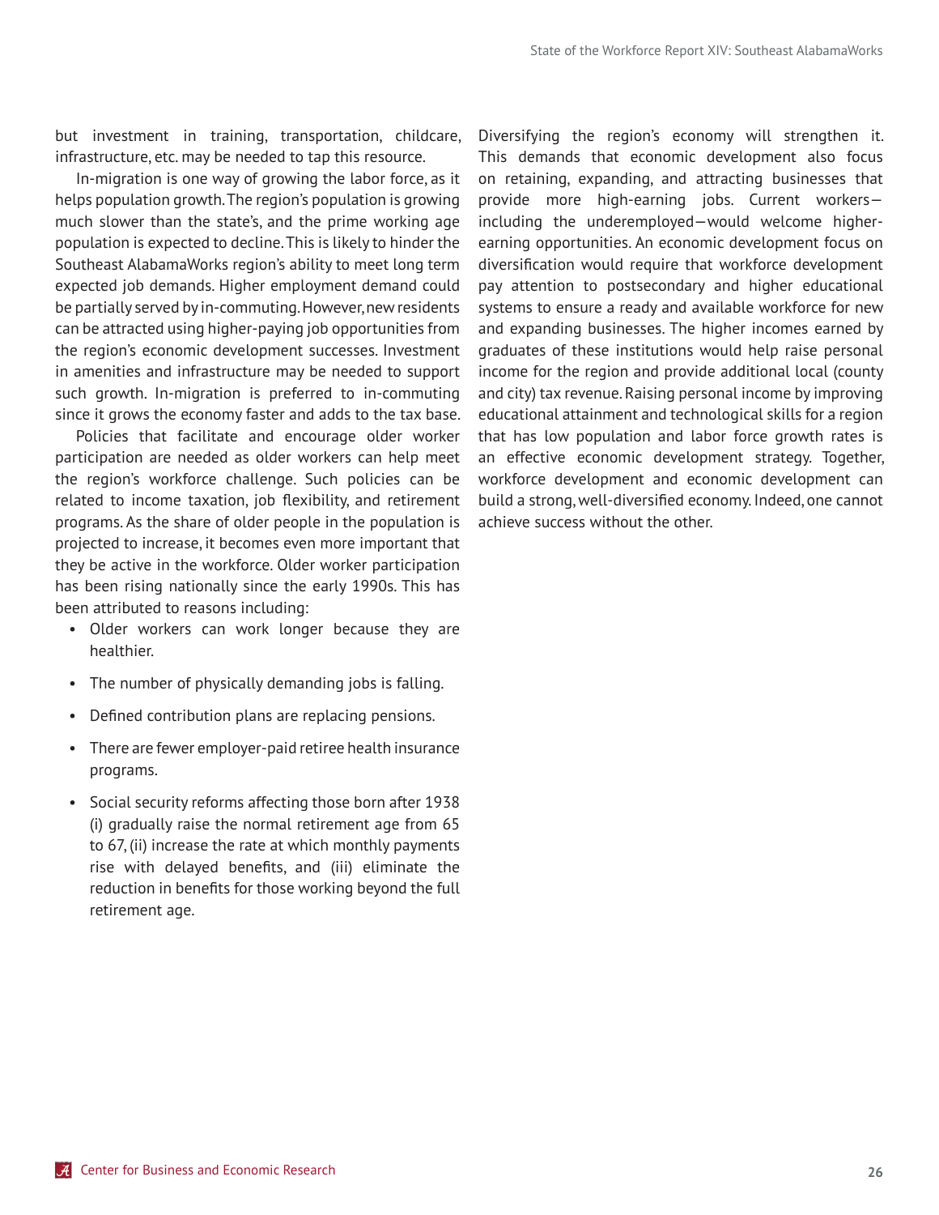but investment in training, transportation, childcare, infrastructure, etc. may be needed to tap this resource.

In-migration is one way of growing the labor force, as it helps population growth. The region's population is growing much slower than the state's, and the prime working age population is expected to decline. This is likely to hinder the Southeast AlabamaWorks region's ability to meet long term expected job demands. Higher employment demand could be partially served by in-commuting. However, new residents can be attracted using higher-paying job opportunities from the region's economic development successes. Investment in amenities and infrastructure may be needed to support such growth. In-migration is preferred to in-commuting since it grows the economy faster and adds to the tax base.

Policies that facilitate and encourage older worker participation are needed as older workers can help meet the region's workforce challenge. Such policies can be related to income taxation, job flexibility, and retirement programs. As the share of older people in the population is projected to increase, it becomes even more important that they be active in the workforce. Older worker participation has been rising nationally since the early 1990s. This has been attributed to reasons including:

- Older workers can work longer because they are healthier.
- The number of physically demanding jobs is falling.
- Defined contribution plans are replacing pensions.
- There are fewer employer-paid retiree health insurance programs.
- Social security reforms affecting those born after 1938 (i) gradually raise the normal retirement age from 65 to 67, (ii) increase the rate at which monthly payments rise with delayed benefits, and (iii) eliminate the reduction in benefits for those working beyond the full retirement age.

Diversifying the region's economy will strengthen it. This demands that economic development also focus on retaining, expanding, and attracting businesses that provide more high-earning jobs. Current workers—including the underemployed—would welcome higher-earning opportunities. An economic development focus on diversification would require that workforce development pay attention to postsecondary and higher educational systems to ensure a ready and available workforce for new and expanding businesses. The higher incomes earned by graduates of these institutions would help raise personal income for the region and provide additional local (county and city) tax revenue. Raising personal income by improving educational attainment and technological skills for a region that has low population and labor force growth rates is an effective economic development strategy. Together, workforce development and economic development can build a strong, well-diversified economy. Indeed, one cannot achieve success without the other.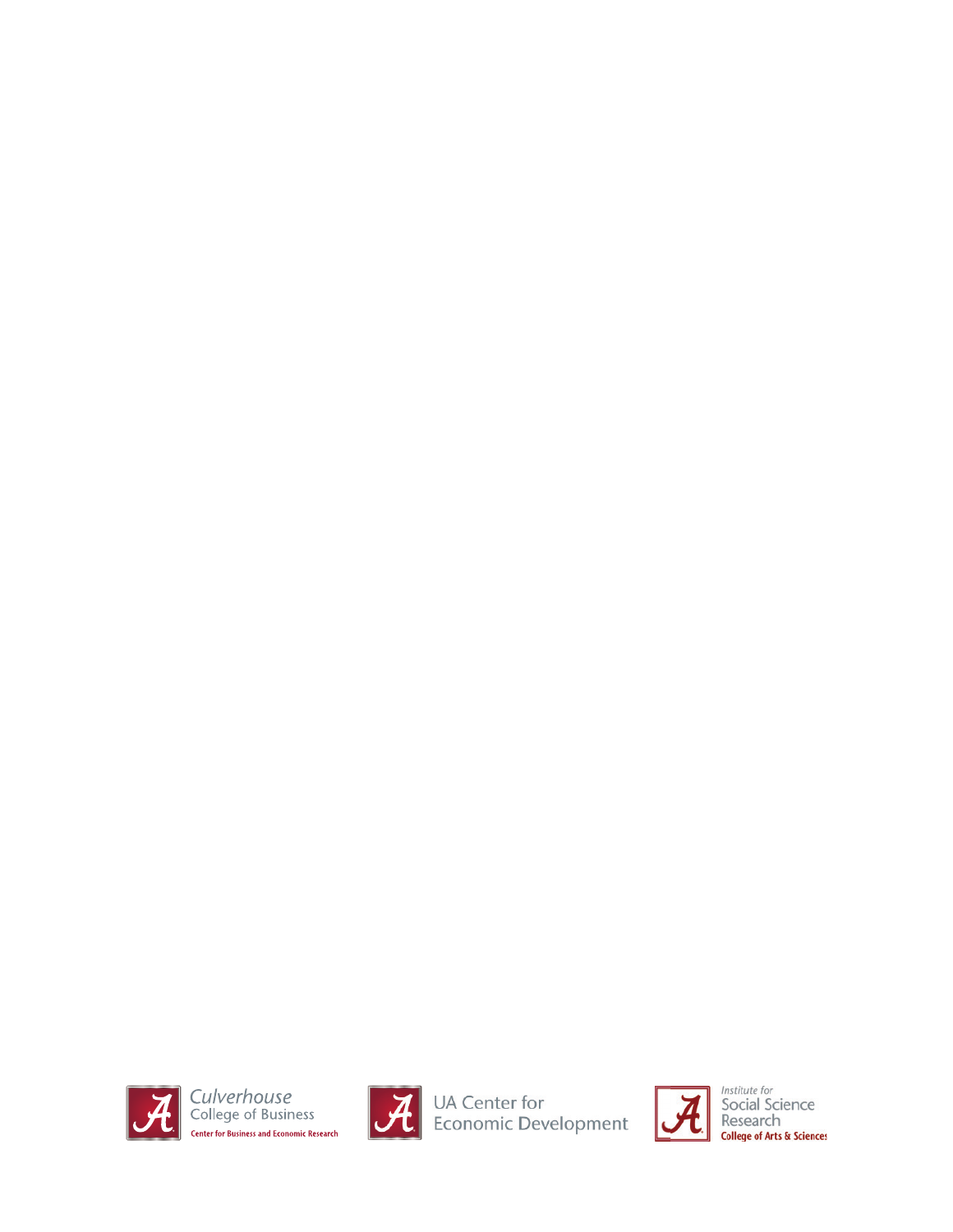Culverhouse
College of Business
Center for Business and Economic Research

UA Center for
Economic Development

Institute for
Social Science
Research
College of Arts & Sciences